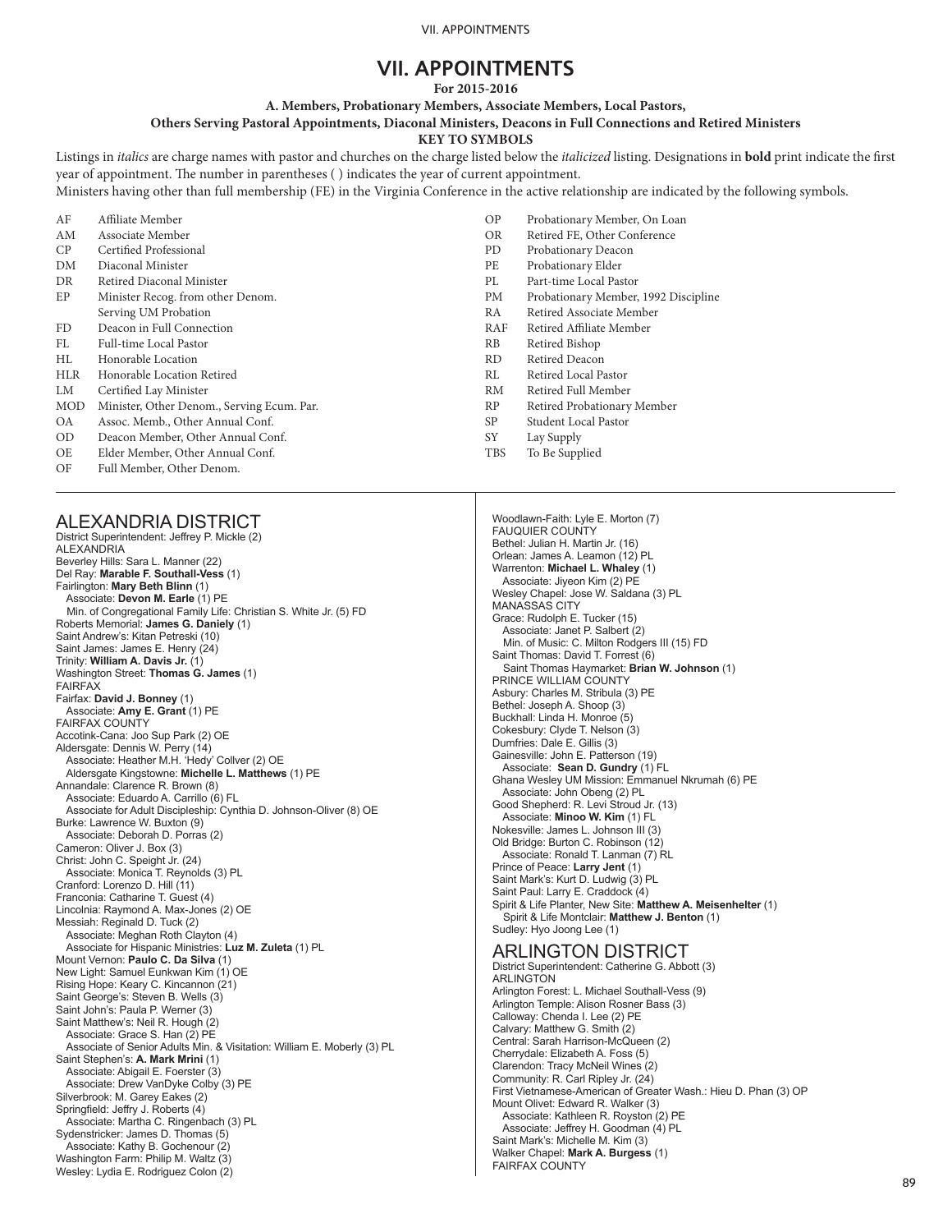# VII. APPOINTMENTS

**For 2015-2016**

**A. Members, Probationary Members, Associate Members, Local Pastors, Others Serving Pastoral Appointments, Diaconal Ministers, Deacons in Full Connections and Retired Ministers**

**KEY TO SYMBOLS**

Listings in *italics* are charge names with pastor and churches on the charge listed below the *italicized* listing. Designations in **bold** print indicate the first year of appointment. The number in parentheses ( ) indicates the year of current appointment.

Ministers having other than full membership (FE) in the Virginia Conference in the active relationship are indicated by the following symbols.

| | |
|---|---|
| AF | Affiliate Member |
| AM | Associate Member |
| CP | Certified Professional |
| DM | Diaconal Minister |
| DR | Retired Diaconal Minister |
| EP | Minister Recog. from other Denom. Serving UM Probation |
| FD | Deacon in Full Connection |
| FL | Full-time Local Pastor |
| HL | Honorable Location |
| HLR | Honorable Location Retired |
| LM | Certified Lay Minister |
| MOD | Minister, Other Denom., Serving Ecum. Par. |
| OA | Assoc. Memb., Other Annual Conf. |
| OD | Deacon Member, Other Annual Conf. |
| OE | Elder Member, Other Annual Conf. |
| OF | Full Member, Other Denom. |
| OP | Probationary Member, On Loan |
| OR | Retired FE, Other Conference |
| PD | Probationary Deacon |
| PE | Probationary Elder |
| PL | Part-time Local Pastor |
| PM | Probationary Member, 1992 Discipline |
| RA | Retired Associate Member |
| RAF | Retired Affiliate Member |
| RB | Retired Bishop |
| RD | Retired Deacon |
| RL | Retired Local Pastor |
| RM | Retired Full Member |
| RP | Retired Probationary Member |
| SP | Student Local Pastor |
| SY | Lay Supply |
| TBS | To Be Supplied |

## ALEXANDRIA DISTRICT

District Superintendent: Jeffrey P. Mickle (2)

ALEXANDRIA

Beverley Hills: Sara L. Manner (22)
Del Ray: **Marable F. Southall-Vess** (1)
Fairlington: **Mary Beth Blinn** (1)
  Associate: **Devon M. Earle** (1) PE
  Min. of Congregational Family Life: Christian S. White Jr. (5) FD
Roberts Memorial: **James G. Daniely** (1)
Saint Andrew's: Kitan Petreski (10)
Saint James: James E. Henry (24)
Trinity: **William A. Davis Jr.** (1)
Washington Street: **Thomas G. James** (1)

FAIRFAX

Fairfax: **David J. Bonney** (1)
  Associate: **Amy E. Grant** (1) PE

FAIRFAX COUNTY

Accotink-Cana: Joo Sup Park (2) OE
Aldersgate: Dennis W. Perry (14)
  Associate: Heather M.H. 'Hedy' Collver (2) OE
  Aldersgate Kingstowne: **Michelle L. Matthews** (1) PE
Annandale: Clarence R. Brown (8)
  Associate: Eduardo A. Carrillo (6) FL
  Associate for Adult Discipleship: Cynthia D. Johnson-Oliver (8) OE
Burke: Lawrence W. Buxton (9)
  Associate: Deborah D. Porras (2)
Cameron: Oliver J. Box (3)
Christ: John C. Speight Jr. (24)
  Associate: Monica T. Reynolds (3) PL
Cranford: Lorenzo D. Hill (11)
Franconia: Catharine T. Guest (4)
Lincolnia: Raymond A. Max-Jones (2) OE
Messiah: Reginald D. Tuck (2)
  Associate: Meghan Roth Clayton (4)
  Associate for Hispanic Ministries: **Luz M. Zuleta** (1) PL
Mount Vernon: **Paulo C. Da Silva** (1)
New Light: Samuel Eunkwan Kim (1) OE
Rising Hope: Keary C. Kincannon (21)
Saint George's: Steven B. Wells (3)
Saint John's: Paula P. Werner (3)
Saint Matthew's: Neil R. Hough (2)
  Associate: Grace S. Han (2) PE
  Associate of Senior Adults Min. & Visitation: William E. Moberly (3) PL
Saint Stephen's: **A. Mark Mrini** (1)
  Associate: Abigail E. Foerster (3)
  Associate: Drew VanDyke Colby (3) PE
Silverbrook: M. Garey Eakes (2)
Springfield: Jeffry J. Roberts (4)
  Associate: Martha C. Ringenbach (3) PL
Sydenstricker: James D. Thomas (5)
  Associate: Kathy B. Gochenour (2)
Washington Farm: Philip M. Waltz (3)
Wesley: Lydia E. Rodriguez Colon (2)
Woodlawn-Faith: Lyle E. Morton (7)

FAUQUIER COUNTY

Bethel: Julian H. Martin Jr. (16)
Orlean: James A. Leamon (12) PL
Warrenton: **Michael L. Whaley** (1)
  Associate: Jiyeon Kim (2) PE
Wesley Chapel: Jose W. Saldana (3) PL

MANASSAS CITY

Grace: Rudolph E. Tucker (15)
  Associate: Janet P. Salbert (2)
  Min. of Music: C. Milton Rodgers III (15) FD
Saint Thomas: David T. Forrest (6)
  Saint Thomas Haymarket: **Brian W. Johnson** (1)

PRINCE WILLIAM COUNTY

Asbury: Charles M. Stribula (3) PE
Bethel: Joseph A. Shoop (3)
Buckhall: Linda H. Monroe (5)
Cokesbury: Clyde T. Nelson (3)
Dumfries: Dale E. Gillis (3)
Gainesville: John E. Patterson (19)
  Associate: **Sean D. Gundry** (1) FL
Ghana Wesley UM Mission: Emmanuel Nkrumah (6) PE
  Associate: John Obeng (2) PL
Good Shepherd: R. Levi Stroud Jr. (13)
  Associate: **Minoo W. Kim** (1) FL
Nokesville: James L. Johnson III (3)
Old Bridge: Burton C. Robinson (12)
  Associate: Ronald T. Lanman (7) RL
Prince of Peace: **Larry Jent** (1)
Saint Mark's: Kurt D. Ludwig (3) PL
Saint Paul: Larry E. Craddock (4)
Spirit & Life Planter, New Site: **Matthew A. Meisenhelter** (1)
  Spirit & Life Montclair: **Matthew J. Benton** (1)
Sudley: Hyo Joong Lee (1)

## ARLINGTON DISTRICT

District Superintendent: Catherine G. Abbott (3)

ARLINGTON

Arlington Forest: L. Michael Southall-Vess (9)
Arlington Temple: Alison Rosner Bass (3)
Calloway: Chenda I. Lee (2) PE
Calvary: Matthew G. Smith (2)
Central: Sarah Harrison-McQueen (2)
Cherrydale: Elizabeth A. Foss (5)
Clarendon: Tracy McNeil Wines (2)
Community: R. Carl Ripley Jr. (24)
First Vietnamese-American of Greater Wash.: Hieu D. Phan (3) OP
Mount Olivet: Edward R. Walker (3)
  Associate: Kathleen R. Royston (2) PE
  Associate: Jeffrey H. Goodman (4) PL
Saint Mark's: Michelle M. Kim (3)
Walker Chapel: **Mark A. Burgess** (1)

FAIRFAX COUNTY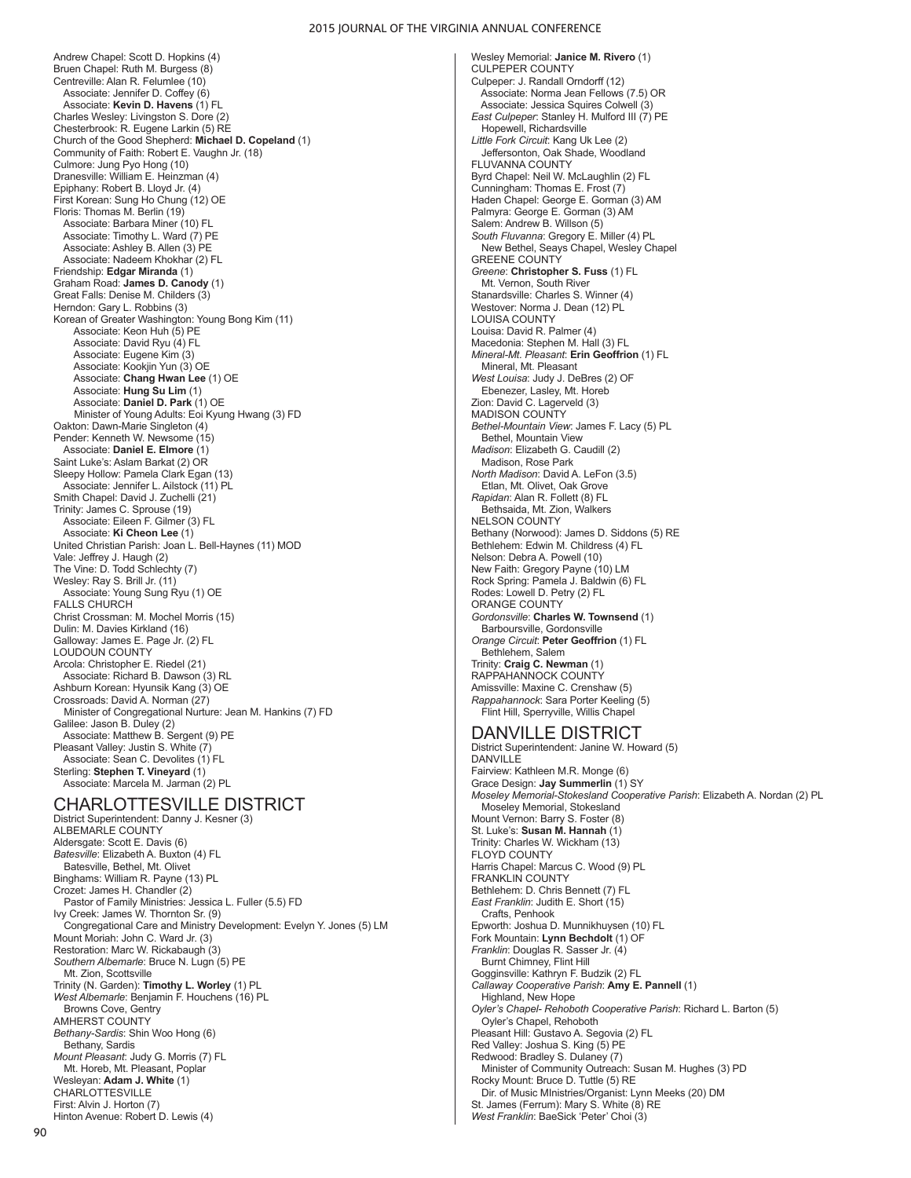Andrew Chapel: Scott D. Hopkins (4)
Bruen Chapel: Ruth M. Burgess (8)
Centreville: Alan R. Felumlee (10)
Associate: Jennifer D. Coffey (6)
Associate: **Kevin D. Havens** (1) FL
Charles Wesley: Livingston S. Dore (2)
Chesterbrook: R. Eugene Larkin (5) RE
Church of the Good Shepherd: **Michael D. Copeland** (1)
Community of Faith: Robert E. Vaughn Jr. (18)
Culmore: Jung Pyo Hong (10)
Dranesville: William E. Heinzman (4)
Epiphany: Robert B. Lloyd Jr. (4)
First Korean: Sung Ho Chung (12) OE
Floris: Thomas M. Berlin (19)
Associate: Barbara Miner (10) FL
Associate: Timothy L. Ward (7) PE
Associate: Ashley B. Allen (3) PE
Associate: Nadeem Khokhar (2) FL
Friendship: **Edgar Miranda** (1)
Graham Road: **James D. Canody** (1)
Great Falls: Denise M. Childers (3)
Herndon: Gary L. Robbins (3)
Korean of Greater Washington: Young Bong Kim (11)
Associate: Keon Huh (5) PE
Associate: David Ryu (4) FL
Associate: Eugene Kim (3)
Associate: Kookjin Yun (3) OE
Associate: **Chang Hwan Lee** (1) OE
Associate: **Hung Su Lim** (1)
Associate: **Daniel D. Park** (1) OE
Minister of Young Adults: Eoi Kyung Hwang (3) FD
Oakton: Dawn-Marie Singleton (4)
Pender: Kenneth W. Newsome (15)
Associate: **Daniel E. Elmore** (1)
Saint Luke's: Aslam Barkat (2) OR
Sleepy Hollow: Pamela Clark Egan (13)
Associate: Jennifer L. Ailstock (11) PL
Smith Chapel: David J. Zuchelli (21)
Trinity: James C. Sprouse (19)
Associate: Eileen F. Gilmer (3) FL
Associate: **Ki Cheon Lee** (1)
United Christian Parish: Joan L. Bell-Haynes (11) MOD
Vale: Jeffrey J. Haugh (2)
The Vine: D. Todd Schlechty (7)
Wesley: Ray S. Brill Jr. (11)
Associate: Young Sung Ryu (1) OE
FALLS CHURCH
Christ Crossman: M. Mochel Morris (15)
Dulin: M. Davies Kirkland (16)
Galloway: James E. Page Jr. (2) FL
LOUDOUN COUNTY
Arcola: Christopher E. Riedel (21)
Associate: Richard B. Dawson (3) RL
Ashburn Korean: Hyunsik Kang (3) OE
Crossroads: David A. Norman (27)
Minister of Congregational Nurture: Jean M. Hankins (7) FD
Galilee: Jason B. Duley (2)
Associate: Matthew B. Sergent (9) PE
Pleasant Valley: Justin S. White (7)
Associate: Sean C. Devolites (1) FL
Sterling: **Stephen T. Vineyard** (1)
Associate: Marcela M. Jarman (2) PL

## CHARLOTTESVILLE DISTRICT

District Superintendent: Danny J. Kesner (3)
ALBEMARLE COUNTY
Aldersgate: Scott E. Davis (6)
*Batesville*: Elizabeth A. Buxton (4) FL
Batesville, Bethel, Mt. Olivet
Binghams: William R. Payne (13) PL
Crozet: James H. Chandler (2)
Pastor of Family Ministries: Jessica L. Fuller (5.5) FD
Ivy Creek: James W. Thornton Sr. (9)
Congregational Care and Ministry Development: Evelyn Y. Jones (5) LM
Mount Moriah: John C. Ward Jr. (3)
Restoration: Marc W. Rickabaugh (3)
*Southern Albemarle*: Bruce N. Lugn (5) PE
Mt. Zion, Scottsville
Trinity (N. Garden): **Timothy L. Worley** (1) PL
*West Albemarle*: Benjamin F. Houchens (16) PL
Browns Cove, Gentry
AMHERST COUNTY
*Bethany-Sardis*: Shin Woo Hong (6)
Bethany, Sardis
*Mount Pleasant*: Judy G. Morris (7) FL
Mt. Horeb, Mt. Pleasant, Poplar
Wesleyan: **Adam J. White** (1)
CHARLOTTESVILLE
First: Alvin J. Horton (7)
Hinton Avenue: Robert D. Lewis (4)
Wesley Memorial: **Janice M. Rivero** (1)
CULPEPER COUNTY
Culpeper: J. Randall Orndorff (12)
Associate: Norma Jean Fellows (7.5) OR
Associate: Jessica Squires Colwell (3)
*East Culpeper*: Stanley H. Mulford III (7) PE
Hopewell, Richardsville
*Little Fork Circuit*: Kang Uk Lee (2)
Jeffersonton, Oak Shade, Woodland
FLUVANNA COUNTY
Byrd Chapel: Neil W. McLaughlin (2) FL
Cunningham: Thomas E. Frost (7)
Haden Chapel: George E. Gorman (3) AM
Palmyra: George E. Gorman (3) AM
Salem: Andrew B. Willson (5)
*South Fluvanna*: Gregory E. Miller (4) PL
New Bethel, Seays Chapel, Wesley Chapel
GREENE COUNTY
*Greene*: **Christopher S. Fuss** (1) FL
Mt. Vernon, South River
Stanardsville: Charles S. Winner (4)
Westover: Norma J. Dean (12) PL
LOUISA COUNTY
Louisa: David R. Palmer (4)
Macedonia: Stephen M. Hall (3) FL
*Mineral-Mt. Pleasant*: **Erin Geoffrion** (1) FL
Mineral, Mt. Pleasant
*West Louisa*: Judy J. DeBres (2) OF
Ebenezer, Lasley, Mt. Horeb
Zion: David C. Lagerveld (3)
MADISON COUNTY
*Bethel-Mountain View*: James F. Lacy (5) PL
Bethel, Mountain View
*Madison*: Elizabeth G. Caudill (2)
Madison, Rose Park
*North Madison*: David A. LeFon (3.5)
Etlan, Mt. Olivet, Oak Grove
*Rapidan*: Alan R. Follett (8) FL
Bethsaida, Mt. Zion, Walkers
NELSON COUNTY
Bethany (Norwood): James D. Siddons (5) RE
Bethlehem: Edwin M. Childress (4) FL
Nelson: Debra A. Powell (10)
New Faith: Gregory Payne (10) LM
Rock Spring: Pamela J. Baldwin (6) FL
Rodes: Lowell D. Petry (2) FL
ORANGE COUNTY
*Gordonsville*: **Charles W. Townsend** (1)
Barboursville, Gordonsville
*Orange Circuit*: **Peter Geoffrion** (1) FL
Bethlehem, Salem
Trinity: **Craig C. Newman** (1)
RAPPAHANNOCK COUNTY
Amissville: Maxine C. Crenshaw (5)
*Rappahannock*: Sara Porter Keeling (5)
Flint Hill, Sperryville, Willis Chapel

## DANVILLE DISTRICT

District Superintendent: Janine W. Howard (5)
DANVILLE
Fairview: Kathleen M.R. Monge (6)
Grace Design: **Jay Summerlin** (1) SY
*Moseley Memorial-Stokesland Cooperative Parish*: Elizabeth A. Nordan (2) PL
Moseley Memorial, Stokesland
Mount Vernon: Barry S. Foster (8)
St. Luke's: **Susan M. Hannah** (1)
Trinity: Charles W. Wickham (13)
FLOYD COUNTY
Harris Chapel: Marcus C. Wood (9) PL
FRANKLIN COUNTY
Bethlehem: D. Chris Bennett (7) FL
*East Franklin*: Judith E. Short (15)
Crafts, Penhook
Epworth: Joshua D. Munnikhuysen (10) FL
Fork Mountain: **Lynn Bechdolt** (1) OF
*Franklin*: Douglas R. Sasser Jr. (4)
Burnt Chimney, Flint Hill
Gogginsville: Kathryn F. Budzik (2) FL
*Callaway Cooperative Parish*: **Amy E. Pannell** (1)
Highland, New Hope
*Oyler's Chapel- Rehoboth Cooperative Parish*: Richard L. Barton (5)
Oyler's Chapel, Rehoboth
Pleasant Hill: Gustavo A. Segovia (2) FL
Red Valley: Joshua S. King (5) PE
Redwood: Bradley S. Dulaney (7)
Minister of Community Outreach: Susan M. Hughes (3) PD
Rocky Mount: Bruce D. Tuttle (5) RE
Dir. of Music MInistries/Organist: Lynn Meeks (20) DM
St. James (Ferrum): Mary S. White (8) RE
*West Franklin*: BaeSick 'Peter' Choi (3)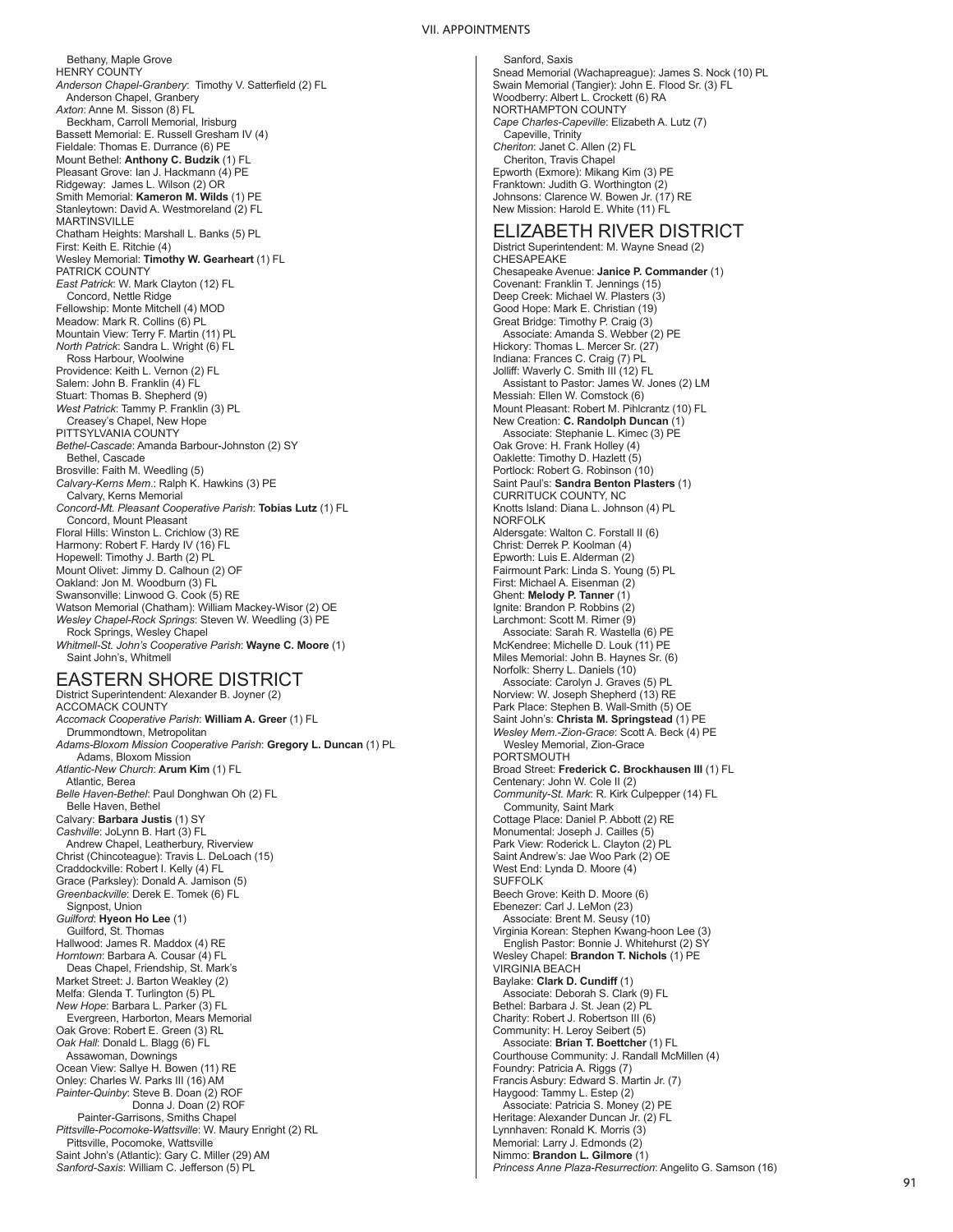Bethany, Maple Grove

HENRY COUNTY

*Anderson Chapel-Granbery*: Timothy V. Satterfield (2) FL
Anderson Chapel, Granbery

*Axton*: Anne M. Sisson (8) FL
Beckham, Carroll Memorial, Irisburg

Bassett Memorial: E. Russell Gresham IV (4)

Fieldale: Thomas E. Durrance (6) PE

Mount Bethel: **Anthony C. Budzik** (1) FL

Pleasant Grove: Ian J. Hackmann (4) PE

Ridgeway: James L. Wilson (2) OR

Smith Memorial: **Kameron M. Wilds** (1) PE

Stanleytown: David A. Westmoreland (2) FL

MARTINSVILLE

Chatham Heights: Marshall L. Banks (5) PL

First: Keith E. Ritchie (4)

Wesley Memorial: **Timothy W. Gearheart** (1) FL

PATRICK COUNTY

*East Patrick*: W. Mark Clayton (12) FL
Concord, Nettle Ridge

Fellowship: Monte Mitchell (4) MOD

Meadow: Mark R. Collins (6) PL

Mountain View: Terry F. Martin (11) PL

*North Patrick*: Sandra L. Wright (6) FL
Ross Harbour, Woolwine

Providence: Keith L. Vernon (2) FL

Salem: John B. Franklin (4) FL

Stuart: Thomas B. Shepherd (9)

*West Patrick*: Tammy P. Franklin (3) PL
Creasey's Chapel, New Hope

PITTSYLVANIA COUNTY

*Bethel-Cascade*: Amanda Barbour-Johnston (2) SY
Bethel, Cascade

Brosville: Faith M. Weedling (5)

*Calvary-Kerns Mem.*: Ralph K. Hawkins (3) PE
Calvary, Kerns Memorial

*Concord-Mt. Pleasant Cooperative Parish*: **Tobias Lutz** (1) FL
Concord, Mount Pleasant

Floral Hills: Winston L. Crichlow (3) RE

Harmony: Robert F. Hardy IV (16) FL

Hopewell: Timothy J. Barth (2) PL

Mount Olivet: Jimmy D. Calhoun (2) OF

Oakland: Jon M. Woodburn (3) FL

Swansonville: Linwood G. Cook (5) RE

Watson Memorial (Chatham): William Mackey-Wisor (2) OE

*Wesley Chapel-Rock Springs*: Steven W. Weedling (3) PE
Rock Springs, Wesley Chapel

*Whitmell-St. John's Cooperative Parish*: **Wayne C. Moore** (1)
Saint John's, Whitmell

## EASTERN SHORE DISTRICT

District Superintendent: Alexander B. Joyner (2)

ACCOMACK COUNTY

*Accomack Cooperative Parish*: **William A. Greer** (1) FL
Drummondtown, Metropolitan

*Adams-Bloxom Mission Cooperative Parish*: **Gregory L. Duncan** (1) PL
Adams, Bloxom Mission

*Atlantic-New Church*: **Arum Kim** (1) FL
Atlantic, Berea

*Belle Haven-Bethel*: Paul Donghwan Oh (2) FL
Belle Haven, Bethel

Calvary: **Barbara Justis** (1) SY

*Cashville*: JoLynn B. Hart (3) FL
Andrew Chapel, Leatherbury, Riverview

Christ (Chincoteague): Travis L. DeLoach (15)

Craddockville: Robert I. Kelly (4) FL

Grace (Parksley): Donald A. Jamison (5)

*Greenbackville*: Derek E. Tomek (6) FL
Signpost, Union

*Guilford*: **Hyeon Ho Lee** (1)
Guilford, St. Thomas

Hallwood: James R. Maddox (4) RE

*Horntown*: Barbara A. Cousar (4) FL
Deas Chapel, Friendship, St. Mark's

Market Street: J. Barton Weakley (2)

Melfa: Glenda T. Turlington (5) PL

*New Hope*: Barbara L. Parker (3) FL
Evergreen, Harborton, Mears Memorial

Oak Grove: Robert E. Green (3) RL

*Oak Hall*: Donald L. Blagg (6) FL
Assawoman, Downings

Ocean View: Sallye H. Bowen (11) RE

Onley: Charles W. Parks III (16) AM

*Painter-Quinby*: Steve B. Doan (2) ROF
Donna J. Doan (2) ROF
Painter-Garrisons, Smiths Chapel

*Pittsville-Pocomoke-Wattsville*: W. Maury Enright (2) RL
Pittsville, Pocomoke, Wattsville

Saint John's (Atlantic): Gary C. Miller (29) AM

*Sanford-Saxis*: William C. Jefferson (5) PL
Sanford, Saxis

Snead Memorial (Wachapreague): James S. Nock (10) PL

Swain Memorial (Tangier): John E. Flood Sr. (3) FL

Woodberry: Albert L. Crockett (6) RA

NORTHAMPTON COUNTY

*Cape Charles-Capeville*: Elizabeth A. Lutz (7)
Capeville, Trinity

*Cheriton*: Janet C. Allen (2) FL
Cheriton, Travis Chapel

Epworth (Exmore): Mikang Kim (3) PE

Franktown: Judith G. Worthington (2)

Johnsons: Clarence W. Bowen Jr. (17) RE

New Mission: Harold E. White (11) FL

## ELIZABETH RIVER DISTRICT

District Superintendent: M. Wayne Snead (2)

CHESAPEAKE

Chesapeake Avenue: **Janice P. Commander** (1)

Covenant: Franklin T. Jennings (15)

Deep Creek: Michael W. Plasters (3)

Good Hope: Mark E. Christian (19)

Great Bridge: Timothy P. Craig (3)
Associate: Amanda S. Webber (2) PE

Hickory: Thomas L. Mercer Sr. (27)

Indiana: Frances C. Craig (7) PL

Jolliff: Waverly C. Smith III (12) FL
Assistant to Pastor: James W. Jones (2) LM

Messiah: Ellen W. Comstock (6)

Mount Pleasant: Robert M. Pihlcrantz (10) FL

New Creation: **C. Randolph Duncan** (1)
Associate: Stephanie L. Kimec (3) PE

Oak Grove: H. Frank Holley (4)

Oaklette: Timothy D. Hazlett (5)

Portlock: Robert G. Robinson (10)

Saint Paul's: **Sandra Benton Plasters** (1)

CURRITUCK COUNTY, NC

Knotts Island: Diana L. Johnson (4) PL

NORFOLK

Aldersgate: Walton C. Forstall II (6)

Christ: Derrek P. Koolman (4)

Epworth: Luis E. Alderman (2)

Fairmount Park: Linda S. Young (5) PL

First: Michael A. Eisenman (2)

Ghent: **Melody P. Tanner** (1)

Ignite: Brandon P. Robbins (2)

Larchmont: Scott M. Rimer (9)
Associate: Sarah R. Wastella (6) PE

McKendree: Michelle D. Louk (11) PE

Miles Memorial: John B. Haynes Sr. (6)

Norfolk: Sherry L. Daniels (10)
Associate: Carolyn J. Graves (5) PL

Norview: W. Joseph Shepherd (13) RE

Park Place: Stephen B. Wall-Smith (5) OE

Saint John's: **Christa M. Springstead** (1) PE

*Wesley Mem.-Zion-Grace*: Scott A. Beck (4) PE
Wesley Memorial, Zion-Grace

PORTSMOUTH

Broad Street: **Frederick C. Brockhausen III** (1) FL

Centenary: John W. Cole II (2)

*Community-St. Mark*: R. Kirk Culpepper (14) FL
Community, Saint Mark

Cottage Place: Daniel P. Abbott (2) RE

Monumental: Joseph J. Cailles (5)

Park View: Roderick L. Clayton (2) PL

Saint Andrew's: Jae Woo Park (2) OE

West End: Lynda D. Moore (4)

SUFFOLK

Beech Grove: Keith D. Moore (6)

Ebenezer: Carl J. LeMon (23)
Associate: Brent M. Seusy (10)

Virginia Korean: Stephen Kwang-hoon Lee (3)
English Pastor: Bonnie J. Whitehurst (2) SY

Wesley Chapel: **Brandon T. Nichols** (1) PE

VIRGINIA BEACH

Baylake: **Clark D. Cundiff** (1)
Associate: Deborah S. Clark (9) FL

Bethel: Barbara J. St. Jean (2) PL

Charity: Robert J. Robertson III (6)

Community: H. Leroy Seibert (5)
Associate: **Brian T. Boettcher** (1) FL

Courthouse Community: J. Randall McMillen (4)

Foundry: Patricia A. Riggs (7)

Francis Asbury: Edward S. Martin Jr. (7)

Haygood: Tammy L. Estep (2)
Associate: Patricia S. Money (2) PE

Heritage: Alexander Duncan Jr. (2) FL

Lynnhaven: Ronald K. Morris (3)

Memorial: Larry J. Edmonds (2)

Nimmo: **Brandon L. Gilmore** (1)

*Princess Anne Plaza-Resurrection*: Angelito G. Samson (16)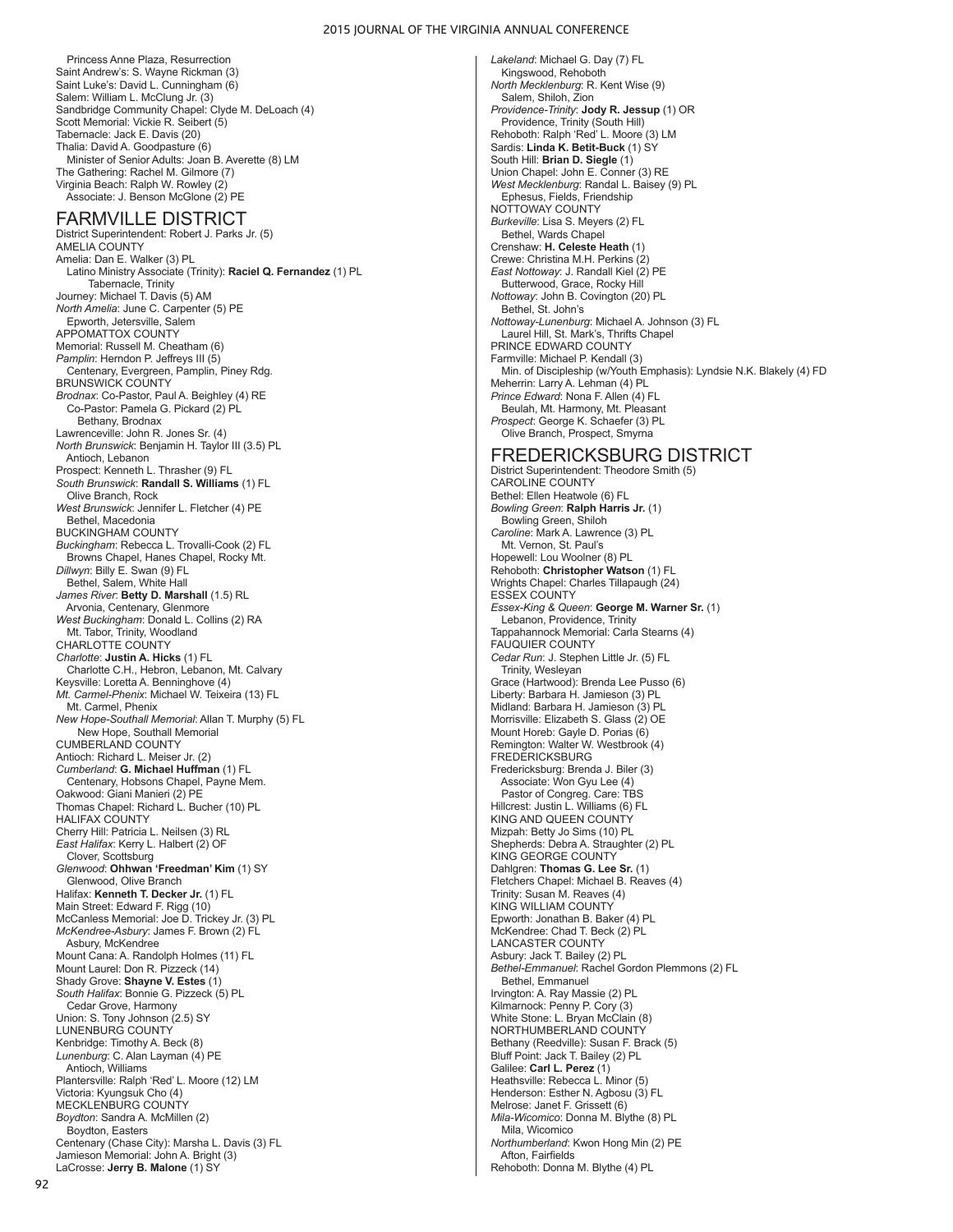Princess Anne Plaza, Resurrection
Saint Andrew's: S. Wayne Rickman (3)
Saint Luke's: David L. Cunningham (6)
Salem: William L. McClung Jr. (3)
Sandbridge Community Chapel: Clyde M. DeLoach (4)
Scott Memorial: Vickie R. Seibert (5)
Tabernacle: Jack E. Davis (20)
Thalia: David A. Goodpasture (6)
Minister of Senior Adults: Joan B. Averette (8) LM
The Gathering: Rachel M. Gilmore (7)
Virginia Beach: Ralph W. Rowley (2)
Associate: J. Benson McGlone (2) PE

## FARMVILLE DISTRICT

District Superintendent: Robert J. Parks Jr. (5)

AMELIA COUNTY

Amelia: Dan E. Walker (3) PL
Latino Ministry Associate (Trinity): **Raciel Q. Fernandez** (1) PL
Tabernacle, Trinity
Journey: Michael T. Davis (5) AM
*North Amelia*: June C. Carpenter (5) PE
Epworth, Jetersville, Salem

APPOMATTOX COUNTY

Memorial: Russell M. Cheatham (6)
*Pamplin*: Herndon P. Jeffreys III (5)
Centenary, Evergreen, Pamplin, Piney Rdg.

BRUNSWICK COUNTY

*Brodnax*: Co-Pastor, Paul A. Beighley (4) RE
Co-Pastor: Pamela G. Pickard (2) PL
Bethany, Brodnax
Lawrenceville: John R. Jones Sr. (4)
*North Brunswick*: Benjamin H. Taylor III (3.5) PL
Antioch, Lebanon
Prospect: Kenneth L. Thrasher (9) FL
*South Brunswick*: **Randall S. Williams** (1) FL
Olive Branch, Rock
*West Brunswick*: Jennifer L. Fletcher (4) PE
Bethel, Macedonia

BUCKINGHAM COUNTY

*Buckingham*: Rebecca L. Trovalli-Cook (2) FL
Browns Chapel, Hanes Chapel, Rocky Mt.
*Dillwyn*: Billy E. Swan (9) FL
Bethel, Salem, White Hall
*James River*: **Betty D. Marshall** (1.5) RL
Arvonia, Centenary, Glenmore
*West Buckingham*: Donald L. Collins (2) RA
Mt. Tabor, Trinity, Woodland

CHARLOTTE COUNTY

*Charlotte*: **Justin A. Hicks** (1) FL
Charlotte C.H., Hebron, Lebanon, Mt. Calvary
Keysville: Loretta A. Benninghove (4)
*Mt. Carmel-Phenix*: Michael W. Teixeira (13) FL
Mt. Carmel, Phenix
*New Hope-Southall Memorial*: Allan T. Murphy (5) FL
New Hope, Southall Memorial

CUMBERLAND COUNTY

Antioch: Richard L. Meiser Jr. (2)
*Cumberland*: **G. Michael Huffman** (1) FL
Centenary, Hobsons Chapel, Payne Mem.
Oakwood: Giani Manieri (2) PE
Thomas Chapel: Richard L. Bucher (10) PL

HALIFAX COUNTY

Cherry Hill: Patricia L. Neilsen (3) RL
*East Halifax*: Kerry L. Halbert (2) OF
Clover, Scottsburg
*Glenwood*: **Ohhwan 'Freedman' Kim** (1) SY
Glenwood, Olive Branch
Halifax: **Kenneth T. Decker Jr.** (1) FL
Main Street: Edward F. Rigg (10)
McCanless Memorial: Joe D. Trickey Jr. (3) PL
*McKendree-Asbury*: James F. Brown (2) FL
Asbury, McKendree
Mount Cana: A. Randolph Holmes (11) FL
Mount Laurel: Don R. Pizzeck (14)
Shady Grove: **Shayne V. Estes** (1)
*South Halifax*: Bonnie G. Pizzeck (5) PL
Cedar Grove, Harmony
Union: S. Tony Johnson (2.5) SY

LUNENBURG COUNTY

Kenbridge: Timothy A. Beck (8)
*Lunenburg*: C. Alan Layman (4) PE
Antioch, Williams
Plantersville: Ralph 'Red' L. Moore (12) LM
Victoria: Kyungsuk Cho (4)

MECKLENBURG COUNTY

*Boydton*: Sandra A. McMillen (2)
Boydton, Easters
Centenary (Chase City): Marsha L. Davis (3) FL
Jamieson Memorial: John A. Bright (3)
LaCrosse: **Jerry B. Malone** (1) SY
*Lakeland*: Michael G. Day (7) FL
Kingswood, Rehoboth
*North Mecklenburg*: R. Kent Wise (9)
Salem, Shiloh, Zion
*Providence-Trinity*: **Jody R. Jessup** (1) OR
Providence, Trinity (South Hill)
Rehoboth: Ralph 'Red' L. Moore (3) LM
Sardis: **Linda K. Betit-Buck** (1) SY
South Hill: **Brian D. Siegle** (1)
Union Chapel: John E. Conner (3) RE
*West Mecklenburg*: Randal L. Baisey (9) PL
Ephesus, Fields, Friendship

NOTTOWAY COUNTY

*Burkeville*: Lisa S. Meyers (2) FL
Bethel, Wards Chapel
Crenshaw: **H. Celeste Heath** (1)
Crewe: Christina M.H. Perkins (2)
*East Nottoway*: J. Randall Kiel (2) PE
Butterwood, Grace, Rocky Hill
*Nottoway*: John B. Covington (20) PL
Bethel, St. John's
*Nottoway-Lunenburg*: Michael A. Johnson (3) FL
Laurel Hill, St. Mark's, Thrifts Chapel

PRINCE EDWARD COUNTY

Farmville: Michael P. Kendall (3)
Min. of Discipleship (w/Youth Emphasis): Lyndsie N.K. Blakely (4) FD
Meherrin: Larry A. Lehman (4) PL
*Prince Edward*: Nona F. Allen (4) FL
Beulah, Mt. Harmony, Mt. Pleasant
*Prospect*: George K. Schaefer (3) PL
Olive Branch, Prospect, Smyrna

## FREDERICKSBURG DISTRICT

District Superintendent: Theodore Smith (5)

CAROLINE COUNTY

Bethel: Ellen Heatwole (6) FL
*Bowling Green*: **Ralph Harris Jr.** (1)
Bowling Green, Shiloh
*Caroline*: Mark A. Lawrence (3) PL
Mt. Vernon, St. Paul's
Hopewell: Lou Woolner (8) PL
Rehoboth: **Christopher Watson** (1) FL
Wrights Chapel: Charles Tillapaugh (24)

ESSEX COUNTY

*Essex-King & Queen*: **George M. Warner Sr.** (1)
Lebanon, Providence, Trinity
Tappahannock Memorial: Carla Stearns (4)

FAUQUIER COUNTY

*Cedar Run*: J. Stephen Little Jr. (5) FL
Trinity, Wesleyan
Grace (Hartwood): Brenda Lee Pusso (6)
Liberty: Barbara H. Jamieson (3) PL
Midland: Barbara H. Jamieson (3) PL
Morrisville: Elizabeth S. Glass (2) OE
Mount Horeb: Gayle D. Porias (6)
Remington: Walter W. Westbrook (4)

FREDERICKSBURG

Fredericksburg: Brenda J. Biler (3)
Associate: Won Gyu Lee (4)
Pastor of Congreg. Care: TBS
Hillcrest: Justin L. Williams (6) FL

KING AND QUEEN COUNTY

Mizpah: Betty Jo Sims (10) PL
Shepherds: Debra A. Straughter (2) PL

KING GEORGE COUNTY

Dahlgren: **Thomas G. Lee Sr.** (1)
Fletchers Chapel: Michael B. Reaves (4)
Trinity: Susan M. Reaves (4)

KING WILLIAM COUNTY

Epworth: Jonathan B. Baker (4) PL
McKendree: Chad T. Beck (2) PL

LANCASTER COUNTY

Asbury: Jack T. Bailey (2) PL
*Bethel-Emmanuel*: Rachel Gordon Plemmons (2) FL
Bethel, Emmanuel
Irvington: A. Ray Massie (2) PL
Kilmarnock: Penny P. Cory (3)
White Stone: L. Bryan McClain (8)

NORTHUMBERLAND COUNTY

Bethany (Reedville): Susan F. Brack (5)
Bluff Point: Jack T. Bailey (2) PL
Galilee: **Carl L. Perez** (1)
Heathsville: Rebecca L. Minor (5)
Henderson: Esther N. Agbosu (3) FL
Melrose: Janet F. Grissett (6)
*Mila-Wicomico*: Donna M. Blythe (8) PL
Mila, Wicomico
*Northumberland*: Kwon Hong Min (2) PE
Afton, Fairfields
Rehoboth: Donna M. Blythe (4) PL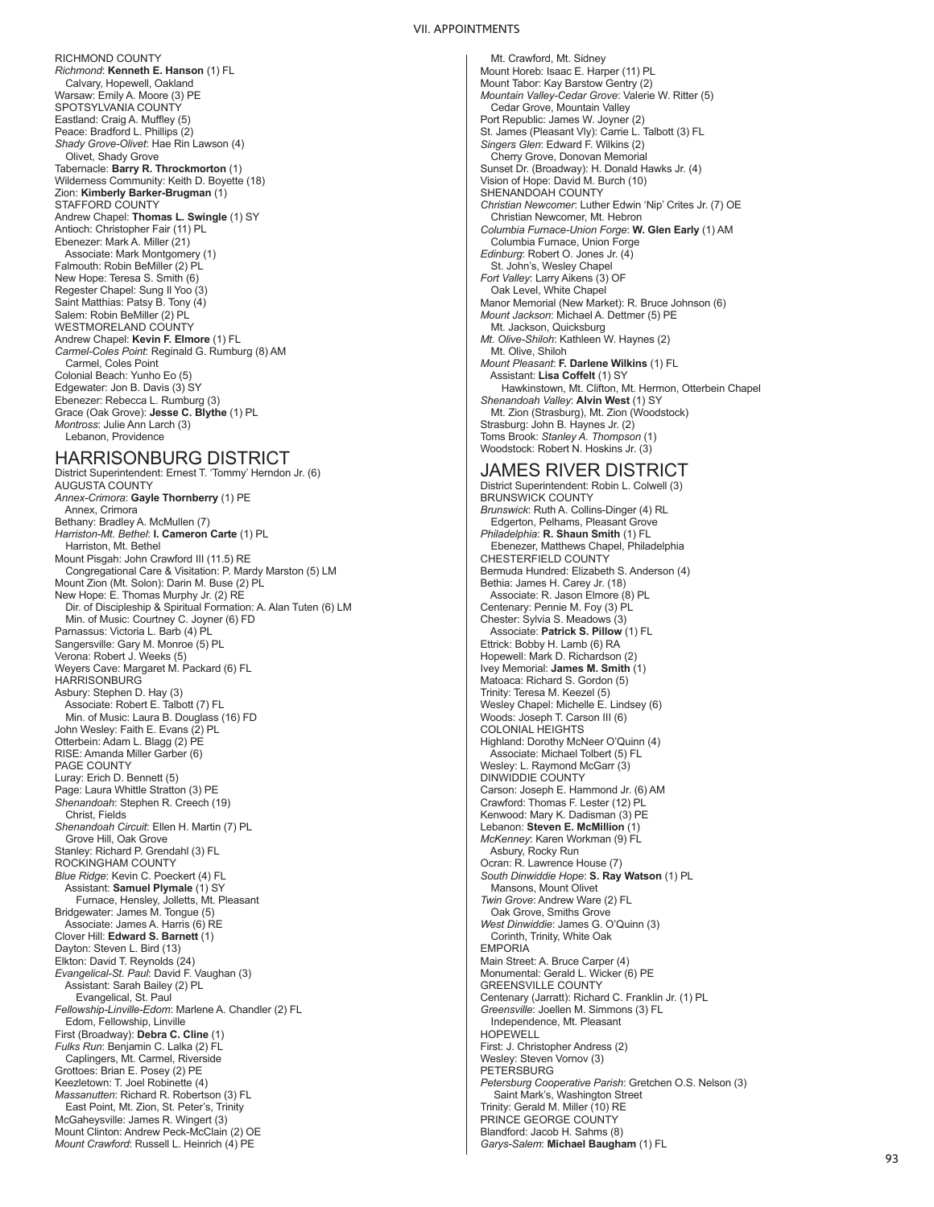RICHMOND COUNTY
*Richmond*: **Kenneth E. Hanson** (1) FL
Calvary, Hopewell, Oakland
Warsaw: Emily A. Moore (3) PE
SPOTSYLVANIA COUNTY
Eastland: Craig A. Muffley (5)
Peace: Bradford L. Phillips (2)
*Shady Grove-Olivet*: Hae Rin Lawson (4)
Olivet, Shady Grove
Tabernacle: **Barry R. Throckmorton** (1)
Wilderness Community: Keith D. Boyette (18)
Zion: **Kimberly Barker-Brugman** (1)
STAFFORD COUNTY
Andrew Chapel: **Thomas L. Swingle** (1) SY
Antioch: Christopher Fair (11) PL
Ebenezer: Mark A. Miller (21)
Associate: Mark Montgomery (1)
Falmouth: Robin BeMiller (2) PL
New Hope: Teresa S. Smith (6)
Regester Chapel: Sung Il Yoo (3)
Saint Matthias: Patsy B. Tony (4)
Salem: Robin BeMiller (2) PL
WESTMORELAND COUNTY
Andrew Chapel: **Kevin F. Elmore** (1) FL
*Carmel-Coles Point*: Reginald G. Rumburg (8) AM
Carmel, Coles Point
Colonial Beach: Yunho Eo (5)
Edgewater: Jon B. Davis (3) SY
Ebenezer: Rebecca L. Rumburg (3)
Grace (Oak Grove): **Jesse C. Blythe** (1) PL
*Montross*: Julie Ann Larch (3)
Lebanon, Providence

## HARRISONBURG DISTRICT

District Superintendent: Ernest T. 'Tommy' Herndon Jr. (6)
AUGUSTA COUNTY
*Annex-Crimora*: **Gayle Thornberry** (1) PE
Annex, Crimora
Bethany: Bradley A. McMullen (7)
*Harriston-Mt. Bethel*: **I. Cameron Carte** (1) PL
Harriston, Mt. Bethel
Mount Pisgah: John Crawford III (11.5) RE
Congregational Care & Visitation: P. Mardy Marston (5) LM
Mount Zion (Mt. Solon): Darin M. Buse (2) PL
New Hope: E. Thomas Murphy Jr. (2) RE
Dir. of Discipleship & Spiritual Formation: A. Alan Tuten (6) LM
Min. of Music: Courtney C. Joyner (6) FD
Parnassus: Victoria L. Barb (4) PL
Sangersville: Gary M. Monroe (5) PL
Verona: Robert J. Weeks (5)
Weyers Cave: Margaret M. Packard (6) FL
HARRISONBURG
Asbury: Stephen D. Hay (3)
Associate: Robert E. Talbott (7) FL
Min. of Music: Laura B. Douglass (16) FD
John Wesley: Faith E. Evans (2) PL
Otterbein: Adam L. Blagg (2) PE
RISE: Amanda Miller Garber (6)
PAGE COUNTY
Luray: Erich D. Bennett (5)
Page: Laura Whittle Stratton (3) PE
*Shenandoah*: Stephen R. Creech (19)
Christ, Fields
*Shenandoah Circuit*: Ellen H. Martin (7) PL
Grove Hill, Oak Grove
Stanley: Richard P. Grendahl (3) FL
ROCKINGHAM COUNTY
*Blue Ridge*: Kevin C. Poeckert (4) FL
Assistant: **Samuel Plymale** (1) SY
Furnace, Hensley, Jolletts, Mt. Pleasant
Bridgewater: James M. Tongue (5)
Associate: James A. Harris (6) RE
Clover Hill: **Edward S. Barnett** (1)
Dayton: Steven L. Bird (13)
Elkton: David T. Reynolds (24)
*Evangelical-St. Paul*: David F. Vaughan (3)
Assistant: Sarah Bailey (2) PL
Evangelical, St. Paul
*Fellowship-Linville-Edom*: Marlene A. Chandler (2) FL
Edom, Fellowship, Linville
First (Broadway): **Debra C. Cline** (1)
*Fulks Run*: Benjamin C. Lalka (2) FL
Caplingers, Mt. Carmel, Riverside
Grottoes: Brian E. Posey (2) PE
Keezletown: T. Joel Robinette (4)
*Massanutten*: Richard R. Robertson (3) FL
East Point, Mt. Zion, St. Peter's, Trinity
McGaheysville: James R. Wingert (3)
Mount Clinton: Andrew Peck-McClain (2) OE
*Mount Crawford*: Russell L. Heinrich (4) PE
Mt. Crawford, Mt. Sidney
Mount Horeb: Isaac E. Harper (11) PL
Mount Tabor: Kay Barstow Gentry (2)
*Mountain Valley-Cedar Grove*: Valerie W. Ritter (5)
Cedar Grove, Mountain Valley
Port Republic: James W. Joyner (2)
St. James (Pleasant Vly): Carrie L. Talbott (3) FL
*Singers Glen*: Edward F. Wilkins (2)
Cherry Grove, Donovan Memorial
Sunset Dr. (Broadway): H. Donald Hawks Jr. (4)
Vision of Hope: David M. Burch (10)
SHENANDOAH COUNTY
*Christian Newcomer*: Luther Edwin 'Nip' Crites Jr. (7) OE
Christian Newcomer, Mt. Hebron
*Columbia Furnace-Union Forge*: **W. Glen Early** (1) AM
Columbia Furnace, Union Forge
*Edinburg*: Robert O. Jones Jr. (4)
St. John's, Wesley Chapel
*Fort Valley*: Larry Aikens (3) OF
Oak Level, White Chapel
Manor Memorial (New Market): R. Bruce Johnson (6)
*Mount Jackson*: Michael A. Dettmer (5) PE
Mt. Jackson, Quicksburg
*Mt. Olive-Shiloh*: Kathleen W. Haynes (2)
Mt. Olive, Shiloh
*Mount Pleasant*: **F. Darlene Wilkins** (1) FL
Assistant: **Lisa Coffelt** (1) SY
Hawkinstown, Mt. Clifton, Mt. Hermon, Otterbein Chapel
*Shenandoah Valley*: **Alvin West** (1) SY
Mt. Zion (Strasburg), Mt. Zion (Woodstock)
Strasburg: John B. Haynes Jr. (2)
Toms Brook: *Stanley A. Thompson* (1)
Woodstock: Robert N. Hoskins Jr. (3)

## JAMES RIVER DISTRICT

District Superintendent: Robin L. Colwell (3)
BRUNSWICK COUNTY
*Brunswick*: Ruth A. Collins-Dinger (4) RL
Edgerton, Pelhams, Pleasant Grove
*Philadelphia*: **R. Shaun Smith** (1) FL
Ebenezer, Matthews Chapel, Philadelphia
CHESTERFIELD COUNTY
Bermuda Hundred: Elizabeth S. Anderson (4)
Bethia: James H. Carey Jr. (18)
Associate: R. Jason Elmore (8) PL
Centenary: Pennie M. Foy (3) PL
Chester: Sylvia S. Meadows (3)
Associate: **Patrick S. Pillow** (1) FL
Ettrick: Bobby H. Lamb (6) RA
Hopewell: Mark D. Richardson (2)
Ivey Memorial: **James M. Smith** (1)
Matoaca: Richard S. Gordon (5)
Trinity: Teresa M. Keezel (5)
Wesley Chapel: Michelle E. Lindsey (6)
Woods: Joseph T. Carson III (6)
COLONIAL HEIGHTS
Highland: Dorothy McNeer O'Quinn (4)
Associate: Michael Tolbert (5) FL
Wesley: L. Raymond McGarr (3)
DINWIDDIE COUNTY
Carson: Joseph E. Hammond Jr. (6) AM
Crawford: Thomas F. Lester (12) PL
Kenwood: Mary K. Dadisman (3) PE
Lebanon: **Steven E. McMillion** (1)
*McKenney*: Karen Workman (9) FL
Asbury, Rocky Run
Ocran: R. Lawrence House (7)
*South Dinwiddie Hope*: **S. Ray Watson** (1) PL
Mansons, Mount Olivet
*Twin Grove*: Andrew Ware (2) FL
Oak Grove, Smiths Grove
*West Dinwiddie*: James G. O'Quinn (3)
Corinth, Trinity, White Oak
EMPORIA
Main Street: A. Bruce Carper (4)
Monumental: Gerald L. Wicker (6) PE
GREENSVILLE COUNTY
Centenary (Jarratt): Richard C. Franklin Jr. (1) PL
*Greensville*: Joellen M. Simmons (3) FL
Independence, Mt. Pleasant
HOPEWELL
First: J. Christopher Andress (2)
Wesley: Steven Vornov (3)
PETERSBURG
*Petersburg Cooperative Parish*: Gretchen O.S. Nelson (3)
Saint Mark's, Washington Street
Trinity: Gerald M. Miller (10) RE
PRINCE GEORGE COUNTY
Blandford: Jacob H. Sahms (8)
*Garys-Salem*: **Michael Baugham** (1) FL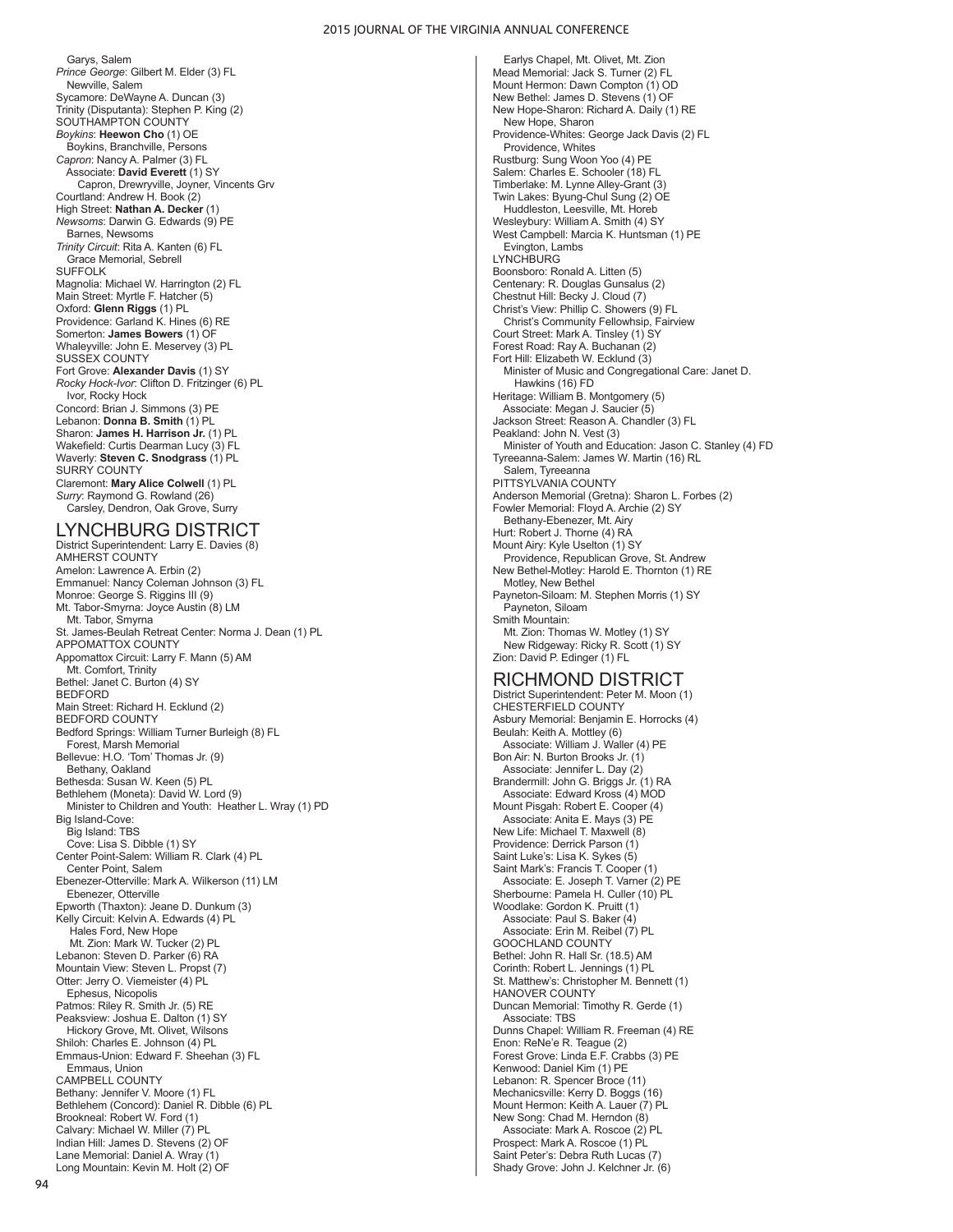Garys, Salem
*Prince George*: Gilbert M. Elder (3) FL
Newville, Salem
Sycamore: DeWayne A. Duncan (3)
Trinity (Disputanta): Stephen P. King (2)
SOUTHAMPTON COUNTY
*Boykins*: **Heewon Cho** (1) OE
Boykins, Branchville, Persons
*Capron*: Nancy A. Palmer (3) FL
Associate: **David Everett** (1) SY
Capron, Drewryville, Joyner, Vincents Grv
Courtland: Andrew H. Book (2)
High Street: **Nathan A. Decker** (1)
*Newsoms*: Darwin G. Edwards (9) PE
Barnes, Newsoms
*Trinity Circuit*: Rita A. Kanten (6) FL
Grace Memorial, Sebrell
SUFFOLK
Magnolia: Michael W. Harrington (2) FL
Main Street: Myrtle F. Hatcher (5)
Oxford: **Glenn Riggs** (1) PL
Providence: Garland K. Hines (6) RE
Somerton: **James Bowers** (1) OF
Whaleyville: John E. Meservey (3) PL
SUSSEX COUNTY
Fort Grove: **Alexander Davis** (1) SY
*Rocky Hock-Ivor*: Clifton D. Fritzinger (6) PL
Ivor, Rocky Hock
Concord: Brian J. Simmons (3) PE
Lebanon: **Donna B. Smith** (1) PL
Sharon: **James H. Harrison Jr.** (1) PL
Wakefield: Curtis Dearman Lucy (3) FL
Waverly: **Steven C. Snodgrass** (1) PL
SURRY COUNTY
Claremont: **Mary Alice Colwell** (1) PL
*Surry*: Raymond G. Rowland (26)
Carsley, Dendron, Oak Grove, Surry

## LYNCHBURG DISTRICT

District Superintendent: Larry E. Davies (8)
AMHERST COUNTY
Amelon: Lawrence A. Erbin (2)
Emmanuel: Nancy Coleman Johnson (3) FL
Monroe: George S. Riggins III (9)
Mt. Tabor-Smyrna: Joyce Austin (8) LM
Mt. Tabor, Smyrna
St. James-Beulah Retreat Center: Norma J. Dean (1) PL
APPOMATTOX COUNTY
Appomattox Circuit: Larry F. Mann (5) AM
Mt. Comfort, Trinity
Bethel: Janet C. Burton (4) SY
BEDFORD
Main Street: Richard H. Ecklund (2)
BEDFORD COUNTY
Bedford Springs: William Turner Burleigh (8) FL
Forest, Marsh Memorial
Bellevue: H.O. 'Tom' Thomas Jr. (9)
Bethany, Oakland
Bethesda: Susan W. Keen (5) PL
Bethlehem (Moneta): David W. Lord (9)
Minister to Children and Youth: Heather L. Wray (1) PD
Big Island-Cove:
Big Island: TBS
Cove: Lisa S. Dibble (1) SY
Center Point-Salem: William R. Clark (4) PL
Center Point, Salem
Ebenezer-Otterville: Mark A. Wilkerson (11) LM
Ebenezer, Otterville
Epworth (Thaxton): Jeane D. Dunkum (3)
Kelly Circuit: Kelvin A. Edwards (4) PL
Hales Ford, New Hope
Mt. Zion: Mark W. Tucker (2) PL
Lebanon: Steven D. Parker (6) RA
Mountain View: Steven L. Propst (7)
Otter: Jerry O. Viemeister (4) PL
Ephesus, Nicopolis
Patmos: Riley R. Smith Jr. (5) RE
Peaksview: Joshua E. Dalton (1) SY
Hickory Grove, Mt. Olivet, Wilsons
Shiloh: Charles E. Johnson (4) PL
Emmaus-Union: Edward F. Sheehan (3) FL
Emmaus, Union
CAMPBELL COUNTY
Bethany: Jennifer V. Moore (1) FL
Bethlehem (Concord): Daniel R. Dibble (6) PL
Brookneal: Robert W. Ford (1)
Calvary: Michael W. Miller (7) PL
Indian Hill: James D. Stevens (2) OF
Lane Memorial: Daniel A. Wray (1)
Long Mountain: Kevin M. Holt (2) OF
Earlys Chapel, Mt. Olivet, Mt. Zion
Mead Memorial: Jack S. Turner (2) FL
Mount Hermon: Dawn Compton (1) OD
New Bethel: James D. Stevens (1) OF
New Hope-Sharon: Richard A. Daily (1) RE
New Hope, Sharon
Providence-Whites: George Jack Davis (2) FL
Providence, Whites
Rustburg: Sung Woon Yoo (4) PE
Salem: Charles E. Schooler (18) FL
Timberlake: M. Lynne Alley-Grant (3)
Twin Lakes: Byung-Chul Sung (2) OE
Huddleston, Leesville, Mt. Horeb
Wesleybury: William A. Smith (4) SY
West Campbell: Marcia K. Huntsman (1) PE
Evington, Lambs
LYNCHBURG
Boonsboro: Ronald A. Litten (5)
Centenary: R. Douglas Gunsalus (2)
Chestnut Hill: Becky J. Cloud (7)
Christ's View: Phillip C. Showers (9) FL
Christ's Community Fellowhsip, Fairview
Court Street: Mark A. Tinsley (1) SY
Forest Road: Ray A. Buchanan (2)
Fort Hill: Elizabeth W. Ecklund (3)
Minister of Music and Congregational Care: Janet D. Hawkins (16) FD
Heritage: William B. Montgomery (5)
Associate: Megan J. Saucier (5)
Jackson Street: Reason A. Chandler (3) FL
Peakland: John N. Vest (3)
Minister of Youth and Education: Jason C. Stanley (4) FD
Tyreeanna-Salem: James W. Martin (16) RL
Salem, Tyreeanna
PITTSYLVANIA COUNTY
Anderson Memorial (Gretna): Sharon L. Forbes (2)
Fowler Memorial: Floyd A. Archie (2) SY
Bethany-Ebenezer, Mt. Airy
Hurt: Robert J. Thorne (4) RA
Mount Airy: Kyle Uselton (1) SY
Providence, Republican Grove, St. Andrew
New Bethel-Motley: Harold E. Thornton (1) RE
Motley, New Bethel
Payneton-Siloam: M. Stephen Morris (1) SY
Payneton, Siloam
Smith Mountain:
Mt. Zion: Thomas W. Motley (1) SY
New Ridgeway: Ricky R. Scott (1) SY
Zion: David P. Edinger (1) FL

## RICHMOND DISTRICT

District Superintendent: Peter M. Moon (1)
CHESTERFIELD COUNTY
Asbury Memorial: Benjamin E. Horrocks (4)
Beulah: Keith A. Mottley (6)
Associate: William J. Waller (4) PE
Bon Air: N. Burton Brooks Jr. (1)
Associate: Jennifer L. Day (2)
Brandermill: John G. Briggs Jr. (1) RA
Associate: Edward Kross (4) MOD
Mount Pisgah: Robert E. Cooper (4)
Associate: Anita E. Mays (3) PE
New Life: Michael T. Maxwell (8)
Providence: Derrick Parson (1)
Saint Luke's: Lisa K. Sykes (5)
Saint Mark's: Francis T. Cooper (1)
Associate: E. Joseph T. Varner (2) PE
Sherbourne: Pamela H. Culler (10) PL
Woodlake: Gordon K. Pruitt (1)
Associate: Paul S. Baker (4)
Associate: Erin M. Reibel (7) PL
GOOCHLAND COUNTY
Bethel: John R. Hall Sr. (18.5) AM
Corinth: Robert L. Jennings (1) PL
St. Matthew's: Christopher M. Bennett (1)
HANOVER COUNTY
Duncan Memorial: Timothy R. Gerde (1)
Associate: TBS
Dunns Chapel: William R. Freeman (4) RE
Enon: ReNe'e R. Teague (2)
Forest Grove: Linda E.F. Crabbs (3) PE
Kenwood: Daniel Kim (1) PE
Lebanon: R. Spencer Broce (11)
Mechanicsville: Kerry D. Boggs (16)
Mount Hermon: Keith A. Lauer (7) PL
New Song: Chad M. Herndon (8)
Associate: Mark A. Roscoe (2) PL
Prospect: Mark A. Roscoe (1) PL
Saint Peter's: Debra Ruth Lucas (7)
Shady Grove: John J. Kelchner Jr. (6)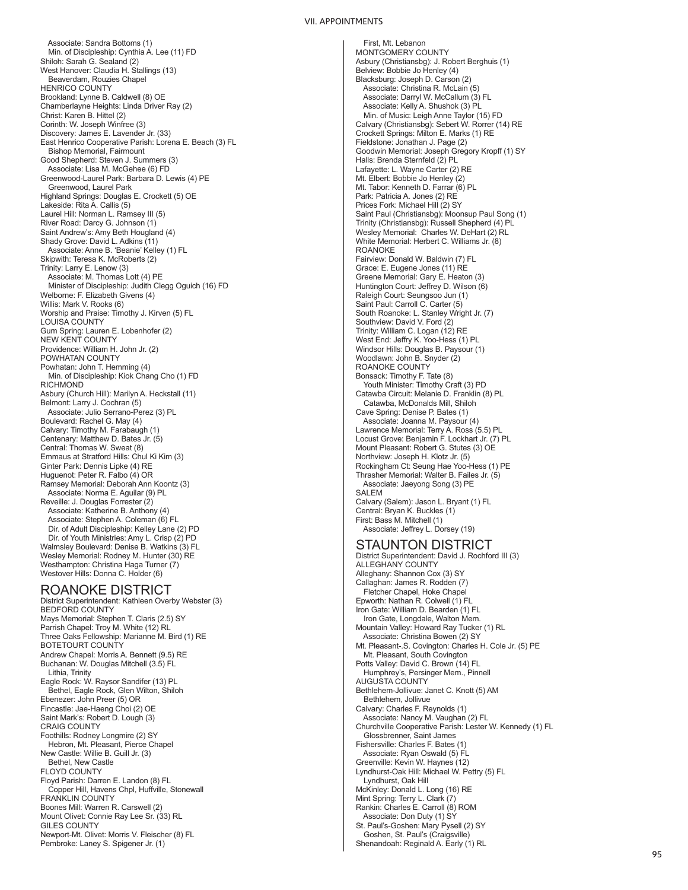Associate: Sandra Bottoms (1)
Min. of Discipleship: Cynthia A. Lee (11) FD
Shiloh: Sarah G. Sealand (2)
West Hanover: Claudia H. Stallings (13)
Beaverdam, Rouzies Chapel
HENRICO COUNTY
Brookland: Lynne B. Caldwell (8) OE
Chamberlayne Heights: Linda Driver Ray (2)
Christ: Karen B. Hittel (2)
Corinth: W. Joseph Winfree (3)
Discovery: James E. Lavender Jr. (33)
East Henrico Cooperative Parish: Lorena E. Beach (3) FL
Bishop Memorial, Fairmount
Good Shepherd: Steven J. Summers (3)
Associate: Lisa M. McGehee (6) FD
Greenwood-Laurel Park: Barbara D. Lewis (4) PE
Greenwood, Laurel Park
Highland Springs: Douglas E. Crockett (5) OE
Lakeside: Rita A. Callis (5)
Laurel Hill: Norman L. Ramsey III (5)
River Road: Darcy G. Johnson (1)
Saint Andrew's: Amy Beth Hougland (4)
Shady Grove: David L. Adkins (11)
Associate: Anne B. 'Beanie' Kelley (1) FL
Skipwith: Teresa K. McRoberts (2)
Trinity: Larry E. Lenow (3)
Associate: M. Thomas Lott (4) PE
Minister of Discipleship: Judith Clegg Oguich (16) FD
Welborne: F. Elizabeth Givens (4)
Willis: Mark V. Rooks (6)
Worship and Praise: Timothy J. Kirven (5) FL
LOUISA COUNTY
Gum Spring: Lauren E. Lobenhofer (2)
NEW KENT COUNTY
Providence: William H. John Jr. (2)
POWHATAN COUNTY
Powhatan: John T. Hemming (4)
Min. of Discipleship: Kiok Chang Cho (1) FD
RICHMOND
Asbury (Church Hill): Marilyn A. Heckstall (11)
Belmont: Larry J. Cochran (5)
Associate: Julio Serrano-Perez (3) PL
Boulevard: Rachel G. May (4)
Calvary: Timothy M. Farabaugh (1)
Centenary: Matthew D. Bates Jr. (5)
Central: Thomas W. Sweat (8)
Emmaus at Stratford Hills: Chul Ki Kim (3)
Ginter Park: Dennis Lipke (4) RE
Huguenot: Peter R. Falbo (4) OR
Ramsey Memorial: Deborah Ann Koontz (3)
Associate: Norma E. Aguilar (9) PL
Reveille: J. Douglas Forrester (2)
Associate: Katherine B. Anthony (4)
Associate: Stephen A. Coleman (6) FL
Dir. of Adult Discipleship: Kelley Lane (2) PD
Dir. of Youth Ministries: Amy L. Crisp (2) PD
Walmsley Boulevard: Denise B. Watkins (3) FL
Wesley Memorial: Rodney M. Hunter (30) RE
Westhampton: Christina Haga Turner (7)
Westover Hills: Donna C. Holder (6)

## ROANOKE DISTRICT

District Superintendent: Kathleen Overby Webster (3)
BEDFORD COUNTY
Mays Memorial: Stephen T. Claris (2.5) SY
Parrish Chapel: Troy M. White (12) RL
Three Oaks Fellowship: Marianne M. Bird (1) RE
BOTETOURT COUNTY
Andrew Chapel: Morris A. Bennett (9.5) RE
Buchanan: W. Douglas Mitchell (3.5) FL
Lithia, Trinity
Eagle Rock: W. Raysor Sandifer (13) PL
Bethel, Eagle Rock, Glen Wilton, Shiloh
Ebenezer: John Preer (5) OR
Fincastle: Jae-Haeng Choi (2) OE
Saint Mark's: Robert D. Lough (3)
CRAIG COUNTY
Foothills: Rodney Longmire (2) SY
Hebron, Mt. Pleasant, Pierce Chapel
New Castle: Willie B. Guill Jr. (3)
Bethel, New Castle
FLOYD COUNTY
Floyd Parish: Darren E. Landon (8) FL
Copper Hill, Havens Chpl, Huffville, Stonewall
FRANKLIN COUNTY
Boones Mill: Warren R. Carswell (2)
Mount Olivet: Connie Ray Lee Sr. (33) RL
GILES COUNTY
Newport-Mt. Olivet: Morris V. Fleischer (8) FL
Pembroke: Laney S. Spigener Jr. (1)
First, Mt. Lebanon
MONTGOMERY COUNTY
Asbury (Christiansbg): J. Robert Berghuis (1)
Belview: Bobbie Jo Henley (4)
Blacksburg: Joseph D. Carson (2)
Associate: Christina R. McLain (5)
Associate: Darryl W. McCallum (3) FL
Associate: Kelly A. Shushok (3) PL
Min. of Music: Leigh Anne Taylor (15) FD
Calvary (Christiansbg): Sebert W. Rorrer (14) RE
Crockett Springs: Milton E. Marks (1) RE
Fieldstone: Jonathan J. Page (2)
Goodwin Memorial: Joseph Gregory Kropff (1) SY
Halls: Brenda Sternfeld (2) PL
Lafayette: L. Wayne Carter (2) RE
Mt. Elbert: Bobbie Jo Henley (2)
Mt. Tabor: Kenneth D. Farrar (6) PL
Park: Patricia A. Jones (2) RE
Prices Fork: Michael Hill (2) SY
Saint Paul (Christiansbg): Moonsup Paul Song (1)
Trinity (Christiansbg): Russell Shepherd (4) PL
Wesley Memorial: Charles W. DeHart (2) RL
White Memorial: Herbert C. Williams Jr. (8)
ROANOKE
Fairview: Donald W. Baldwin (7) FL
Grace: E. Eugene Jones (11) RE
Greene Memorial: Gary E. Heaton (3)
Huntington Court: Jeffrey D. Wilson (6)
Raleigh Court: Seungsoo Jun (1)
Saint Paul: Carroll C. Carter (5)
South Roanoke: L. Stanley Wright Jr. (7)
Southview: David V. Ford (2)
Trinity: William C. Logan (12) RE
West End: Jeffry K. Yoo-Hess (1) PL
Windsor Hills: Douglas B. Paysour (1)
Woodlawn: John B. Snyder (2)
ROANOKE COUNTY
Bonsack: Timothy F. Tate (8)
Youth Minister: Timothy Craft (3) PD
Catawba Circuit: Melanie D. Franklin (8) PL
Catawba, McDonalds Mill, Shiloh
Cave Spring: Denise P. Bates (1)
Associate: Joanna M. Paysour (4)
Lawrence Memorial: Terry A. Ross (5.5) PL
Locust Grove: Benjamin F. Lockhart Jr. (7) PL
Mount Pleasant: Robert G. Stutes (3) OE
Northview: Joseph H. Klotz Jr. (5)
Rockingham Ct: Seung Hae Yoo-Hess (1) PE
Thrasher Memorial: Walter B. Failes Jr. (5)
Associate: Jaeyong Song (3) PE
SALEM
Calvary (Salem): Jason L. Bryant (1) FL
Central: Bryan K. Buckles (1)
First: Bass M. Mitchell (1)
Associate: Jeffrey L. Dorsey (19)

## STAUNTON DISTRICT

District Superintendent: David J. Rochford III (3)
ALLEGHANY COUNTY
Alleghany: Shannon Cox (3) SY
Callaghan: James R. Rodden (7)
Fletcher Chapel, Hoke Chapel
Epworth: Nathan R. Colwell (1) FL
Iron Gate: William D. Bearden (1) FL
Iron Gate, Longdale, Walton Mem.
Mountain Valley: Howard Ray Tucker (1) RL
Associate: Christina Bowen (2) SY
Mt. Pleasant-.S. Covington: Charles H. Cole Jr. (5) PE
Mt. Pleasant, South Covington
Potts Valley: David C. Brown (14) FL
Humphrey's, Persinger Mem., Pinnell
AUGUSTA COUNTY
Bethlehem-Jollivue: Janet C. Knott (5) AM
Bethlehem, Jollivue
Calvary: Charles F. Reynolds (1)
Associate: Nancy M. Vaughan (2) FL
Churchville Cooperative Parish: Lester W. Kennedy (1) FL
Glossbrenner, Saint James
Fishersville: Charles F. Bates (1)
Associate: Ryan Oswald (5) FL
Greenville: Kevin W. Haynes (12)
Lyndhurst-Oak Hill: Michael W. Pettry (5) FL
Lyndhurst, Oak Hill
McKinley: Donald L. Long (16) RE
Mint Spring: Terry L. Clark (7)
Rankin: Charles E. Carroll (8) ROM
Associate: Don Duty (1) SY
St. Paul's-Goshen: Mary Pysell (2) SY
Goshen, St. Paul's (Craigsville)
Shenandoah: Reginald A. Early (1) RL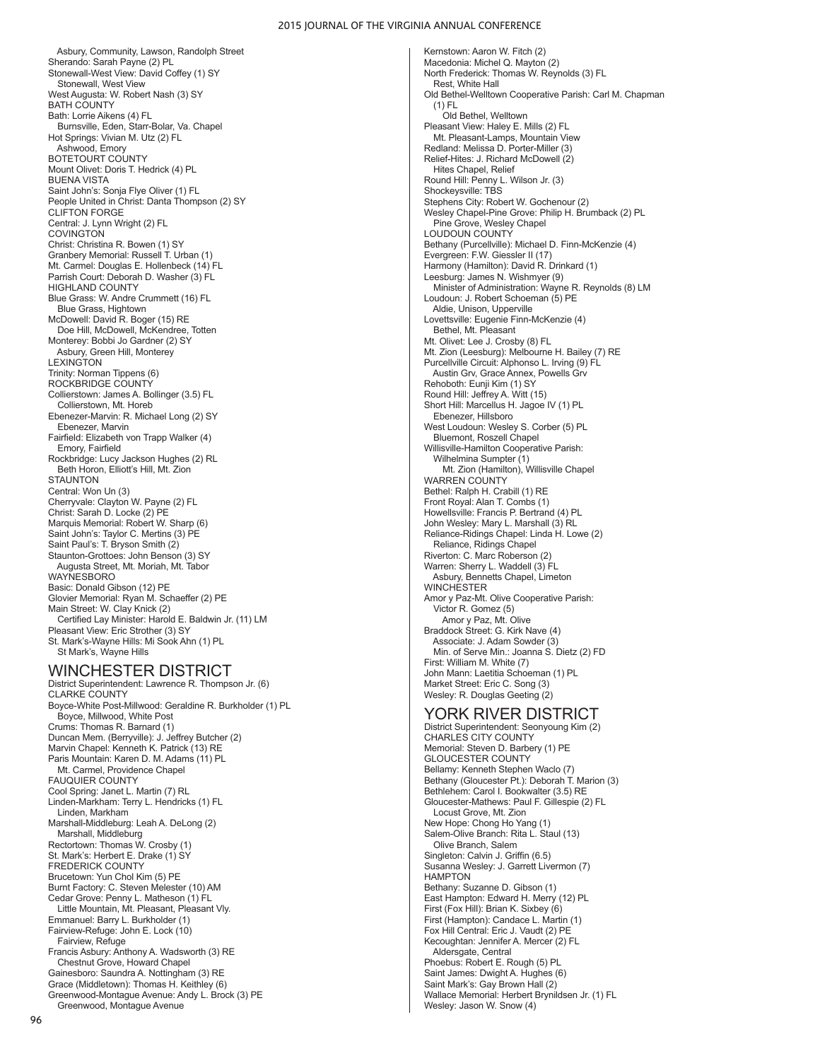Asbury, Community, Lawson, Randolph Street
Sherando: Sarah Payne (2) PL
Stonewall-West View: David Coffey (1) SY
Stonewall, West View
West Augusta: W. Robert Nash (3) SY
BATH COUNTY
Bath: Lorrie Aikens (4) FL
Burnsville, Eden, Starr-Bolar, Va. Chapel
Hot Springs: Vivian M. Utz (2) FL
Ashwood, Emory
BOTETOURT COUNTY
Mount Olivet: Doris T. Hedrick (4) PL
BUENA VISTA
Saint John's: Sonja Flye Oliver (1) FL
People United in Christ: Danta Thompson (2) SY
CLIFTON FORGE
Central: J. Lynn Wright (2) FL
COVINGTON
Christ: Christina R. Bowen (1) SY
Granbery Memorial: Russell T. Urban (1)
Mt. Carmel: Douglas E. Hollenbeck (14) FL
Parrish Court: Deborah D. Washer (3) FL
HIGHLAND COUNTY
Blue Grass: W. Andre Crummett (16) FL
Blue Grass, Hightown
McDowell: David R. Boger (15) RE
Doe Hill, McDowell, McKendree, Totten
Monterey: Bobbi Jo Gardner (2) SY
Asbury, Green Hill, Monterey
LEXINGTON
Trinity: Norman Tippens (6)
ROCKBRIDGE COUNTY
Collierstown: James A. Bollinger (3.5) FL
Collierstown, Mt. Horeb
Ebenezer-Marvin: R. Michael Long (2) SY
Ebenezer, Marvin
Fairfield: Elizabeth von Trapp Walker (4)
Emory, Fairfield
Rockbridge: Lucy Jackson Hughes (2) RL
Beth Horon, Elliott's Hill, Mt. Zion
STAUNTON
Central: Won Un (3)
Cherryvale: Clayton W. Payne (2) FL
Christ: Sarah D. Locke (2) PE
Marquis Memorial: Robert W. Sharp (6)
Saint John's: Taylor C. Mertins (3) PE
Saint Paul's: T. Bryson Smith (2)
Staunton-Grottoes: John Benson (3) SY
Augusta Street, Mt. Moriah, Mt. Tabor
WAYNESBORO
Basic: Donald Gibson (12) PE
Glovier Memorial: Ryan M. Schaeffer (2) PE
Main Street: W. Clay Knick (2)
Certified Lay Minister: Harold E. Baldwin Jr. (11) LM
Pleasant View: Eric Strother (3) SY
St. Mark's-Wayne Hills: Mi Sook Ahn (1) PL
St Mark's, Wayne Hills

## WINCHESTER DISTRICT

District Superintendent: Lawrence R. Thompson Jr. (6)
CLARKE COUNTY
Boyce-White Post-Millwood: Geraldine R. Burkholder (1) PL
Boyce, Millwood, White Post
Crums: Thomas R. Barnard (1)
Duncan Mem. (Berryville): J. Jeffrey Butcher (2)
Marvin Chapel: Kenneth K. Patrick (13) RE
Paris Mountain: Karen D. M. Adams (11) PL
Mt. Carmel, Providence Chapel
FAUQUIER COUNTY
Cool Spring: Janet L. Martin (7) RL
Linden-Markham: Terry L. Hendricks (1) FL
Linden, Markham
Marshall-Middleburg: Leah A. DeLong (2)
Marshall, Middleburg
Rectortown: Thomas W. Crosby (1)
St. Mark's: Herbert E. Drake (1) SY
FREDERICK COUNTY
Brucetown: Yun Chol Kim (5) PE
Burnt Factory: C. Steven Melester (10) AM
Cedar Grove: Penny L. Matheson (1) FL
Little Mountain, Mt. Pleasant, Pleasant Vly.
Emmanuel: Barry L. Burkholder (1)
Fairview-Refuge: John E. Lock (10)
Fairview, Refuge
Francis Asbury: Anthony A. Wadsworth (3) RE
Chestnut Grove, Howard Chapel
Gainesboro: Saundra A. Nottingham (3) RE
Grace (Middletown): Thomas H. Keithley (6)
Greenwood-Montague Avenue: Andy L. Brock (3) PE
Greenwood, Montague Avenue
Kernstown: Aaron W. Fitch (2)
Macedonia: Michel Q. Mayton (2)
North Frederick: Thomas W. Reynolds (3) FL
Rest, White Hall
Old Bethel-Welltown Cooperative Parish: Carl M. Chapman (1) FL
Old Bethel, Welltown
Pleasant View: Haley E. Mills (2) FL
Mt. Pleasant-Lamps, Mountain View
Redland: Melissa D. Porter-Miller (3)
Relief-Hites: J. Richard McDowell (2)
Hites Chapel, Relief
Round Hill: Penny L. Wilson Jr. (3)
Shockeysville: TBS
Stephens City: Robert W. Gochenour (2)
Wesley Chapel-Pine Grove: Philip H. Brumback (2) PL
Pine Grove, Wesley Chapel
LOUDOUN COUNTY
Bethany (Purcellville): Michael D. Finn-McKenzie (4)
Evergreen: F.W. Giessler II (17)
Harmony (Hamilton): David R. Drinkard (1)
Leesburg: James N. Wishmyer (9)
Minister of Administration: Wayne R. Reynolds (8) LM
Loudoun: J. Robert Schoeman (5) PE
Aldie, Unison, Upperville
Lovettsville: Eugenie Finn-McKenzie (4)
Bethel, Mt. Pleasant
Mt. Olivet: Lee J. Crosby (8) FL
Mt. Zion (Leesburg): Melbourne H. Bailey (7) RE
Purcellville Circuit: Alphonso L. Irving (9) FL
Austin Grv, Grace Annex, Powells Grv
Rehoboth: Eunji Kim (1) SY
Round Hill: Jeffrey A. Witt (15)
Short Hill: Marcellus H. Jagoe IV (1) PL
Ebenezer, Hillsboro
West Loudoun: Wesley S. Corber (5) PL
Bluemont, Roszell Chapel
Willisville-Hamilton Cooperative Parish:
Wilhelmina Sumpter (1)
Mt. Zion (Hamilton), Willisville Chapel
WARREN COUNTY
Bethel: Ralph H. Crabill (1) RE
Front Royal: Alan T. Combs (1)
Howellsville: Francis P. Bertrand (4) PL
John Wesley: Mary L. Marshall (3) RL
Reliance-Ridings Chapel: Linda H. Lowe (2)
Reliance, Ridings Chapel
Riverton: C. Marc Roberson (2)
Warren: Sherry L. Waddell (3) FL
Asbury, Bennetts Chapel, Limeton
WINCHESTER
Amor y Paz-Mt. Olive Cooperative Parish:
Victor R. Gomez (5)
Amor y Paz, Mt. Olive
Braddock Street: G. Kirk Nave (4)
Associate: J. Adam Sowder (3)
Min. of Serve Min.: Joanna S. Dietz (2) FD
First: William M. White (7)
John Mann: Laetitia Schoeman (1) PL
Market Street: Eric C. Song (3)
Wesley: R. Douglas Geeting (2)

## YORK RIVER DISTRICT

District Superintendent: Seonyoung Kim (2)
CHARLES CITY COUNTY
Memorial: Steven D. Barbery (1) PE
GLOUCESTER COUNTY
Bellamy: Kenneth Stephen Waclo (7)
Bethany (Gloucester Pt.): Deborah T. Marion (3)
Bethlehem: Carol I. Bookwalter (3.5) RE
Gloucester-Mathews: Paul F. Gillespie (2) FL
Locust Grove, Mt. Zion
New Hope: Chong Ho Yang (1)
Salem-Olive Branch: Rita L. Staul (13)
Olive Branch, Salem
Singleton: Calvin J. Griffin (6.5)
Susanna Wesley: J. Garrett Livermon (7)
HAMPTON
Bethany: Suzanne D. Gibson (1)
East Hampton: Edward H. Merry (12) PL
First (Fox Hill): Brian K. Sixbey (6)
First (Hampton): Candace L. Martin (1)
Fox Hill Central: Eric J. Vaudt (2) PE
Kecoughtan: Jennifer A. Mercer (2) FL
Aldersgate, Central
Phoebus: Robert E. Rough (5) PL
Saint James: Dwight A. Hughes (6)
Saint Mark's: Gay Brown Hall (2)
Wallace Memorial: Herbert Brynildsen Jr. (1) FL
Wesley: Jason W. Snow (4)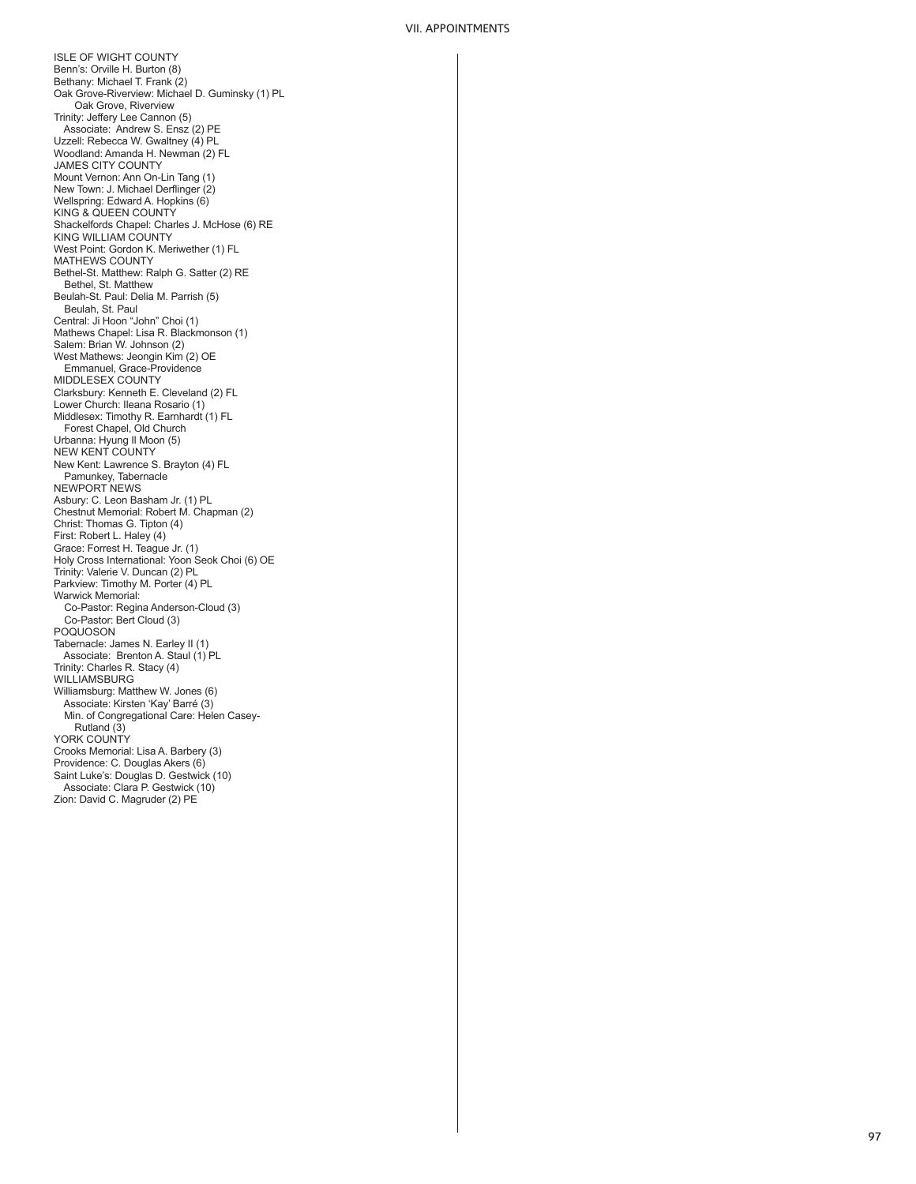ISLE OF WIGHT COUNTY
Benn's: Orville H. Burton (8)
Bethany: Michael T. Frank (2)
Oak Grove-Riverview: Michael D. Guminsky (1) PL
Oak Grove, Riverview
Trinity: Jeffery Lee Cannon (5)
Associate: Andrew S. Ensz (2) PE
Uzzell: Rebecca W. Gwaltney (4) PL
Woodland: Amanda H. Newman (2) FL
JAMES CITY COUNTY
Mount Vernon: Ann On-Lin Tang (1)
New Town: J. Michael Derflinger (2)
Wellspring: Edward A. Hopkins (6)
KING & QUEEN COUNTY
Shackelfords Chapel: Charles J. McHose (6) RE
KING WILLIAM COUNTY
West Point: Gordon K. Meriwether (1) FL
MATHEWS COUNTY
Bethel-St. Matthew: Ralph G. Satter (2) RE
Bethel, St. Matthew
Beulah-St. Paul: Delia M. Parrish (5)
Beulah, St. Paul
Central: Ji Hoon "John" Choi (1)
Mathews Chapel: Lisa R. Blackmonson (1)
Salem: Brian W. Johnson (2)
West Mathews: Jeongin Kim (2) OE
Emmanuel, Grace-Providence
MIDDLESEX COUNTY
Clarksbury: Kenneth E. Cleveland (2) FL
Lower Church: Ileana Rosario (1)
Middlesex: Timothy R. Earnhardt (1) FL
Forest Chapel, Old Church
Urbanna: Hyung Il Moon (5)
NEW KENT COUNTY
New Kent: Lawrence S. Brayton (4) FL
Pamunkey, Tabernacle
NEWPORT NEWS
Asbury: C. Leon Basham Jr. (1) PL
Chestnut Memorial: Robert M. Chapman (2)
Christ: Thomas G. Tipton (4)
First: Robert L. Haley (4)
Grace: Forrest H. Teague Jr. (1)
Holy Cross International: Yoon Seok Choi (6) OE
Trinity: Valerie V. Duncan (2) PL
Parkview: Timothy M. Porter (4) PL
Warwick Memorial:
Co-Pastor: Regina Anderson-Cloud (3)
Co-Pastor: Bert Cloud (3)
POQUOSON
Tabernacle: James N. Earley II (1)
Associate: Brenton A. Staul (1) PL
Trinity: Charles R. Stacy (4)
WILLIAMSBURG
Williamsburg: Matthew W. Jones (6)
Associate: Kirsten 'Kay' Barré (3)
Min. of Congregational Care: Helen Casey-Rutland (3)
YORK COUNTY
Crooks Memorial: Lisa A. Barbery (3)
Providence: C. Douglas Akers (6)
Saint Luke's: Douglas D. Gestwick (10)
Associate: Clara P. Gestwick (10)
Zion: David C. Magruder (2) PE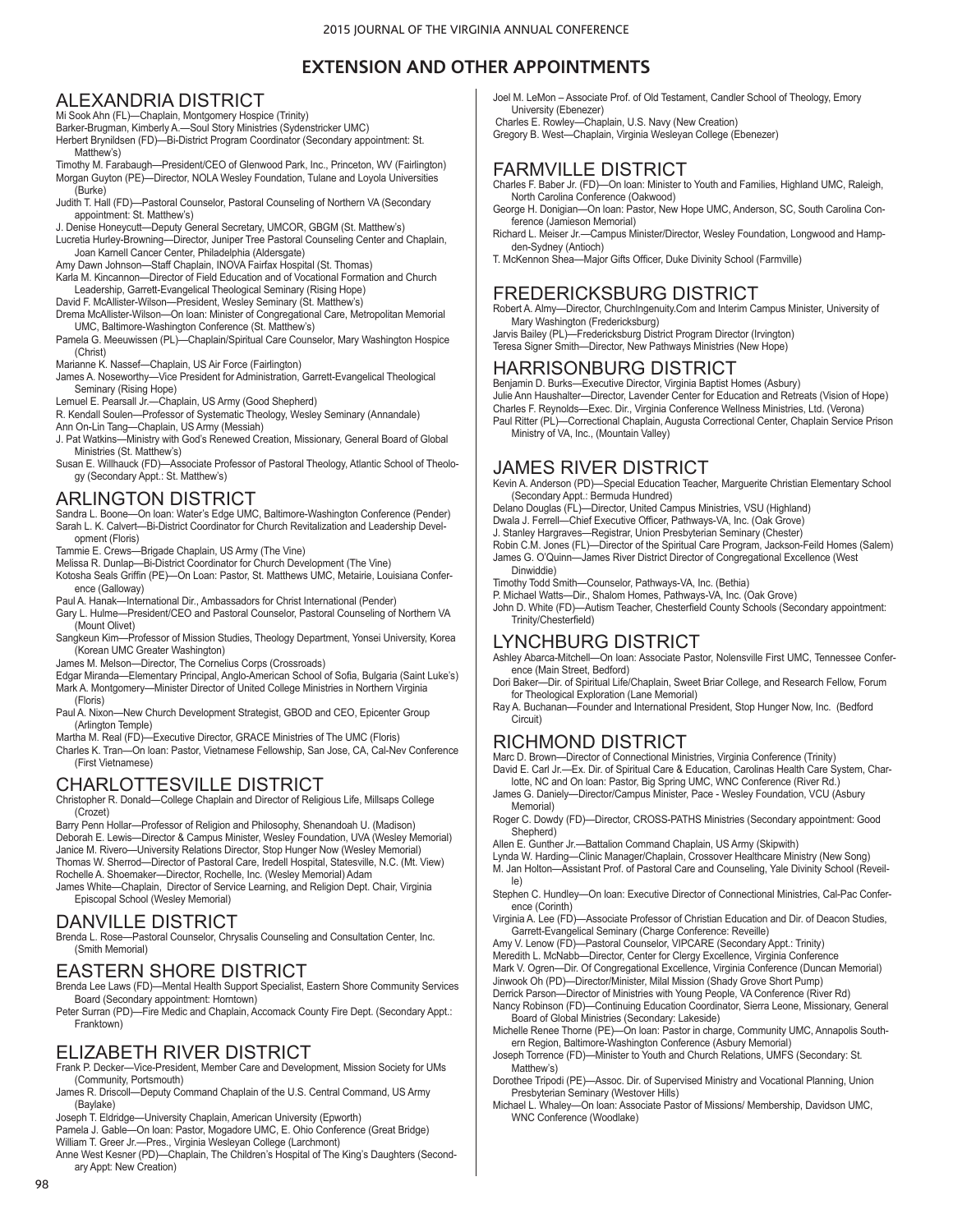## EXTENSION AND OTHER APPOINTMENTS

### ALEXANDRIA DISTRICT

Mi Sook Ahn (FL)—Chaplain, Montgomery Hospice (Trinity)
Barker-Brugman, Kimberly A.—Soul Story Ministries (Sydenstricker UMC)
Herbert Brynildsen (FD)—Bi-District Program Coordinator (Secondary appointment: St. Matthew's)
Timothy M. Farabaugh—President/CEO of Glenwood Park, Inc., Princeton, WV (Fairlington)
Morgan Guyton (PE)—Director, NOLA Wesley Foundation, Tulane and Loyola Universities (Burke)
Judith T. Hall (FD)—Pastoral Counselor, Pastoral Counseling of Northern VA (Secondary appointment: St. Matthew's)
J. Denise Honeycutt—Deputy General Secretary, UMCOR, GBGM (St. Matthew's)
Lucretia Hurley-Browning—Director, Juniper Tree Pastoral Counseling Center and Chaplain, Joan Karnell Cancer Center, Philadelphia (Aldersgate)
Amy Dawn Johnson—Staff Chaplain, INOVA Fairfax Hospital (St. Thomas)
Karla M. Kincannon—Director of Field Education and of Vocational Formation and Church Leadership, Garrett-Evangelical Theological Seminary (Rising Hope)
David F. McAllister-Wilson—President, Wesley Seminary (St. Matthew's)
Drema McAllister-Wilson—On loan: Minister of Congregational Care, Metropolitan Memorial UMC, Baltimore-Washington Conference (St. Matthew's)
Pamela G. Meeuwissen (PL)—Chaplain/Spiritual Care Counselor, Mary Washington Hospice (Christ)
Marianne K. Nassef—Chaplain, US Air Force (Fairlington)
James A. Noseworthy—Vice President for Administration, Garrett-Evangelical Theological Seminary (Rising Hope)
Lemuel E. Pearsall Jr.—Chaplain, US Army (Good Shepherd)
R. Kendall Soulen—Professor of Systematic Theology, Wesley Seminary (Annandale)
Ann On-Lin Tang—Chaplain, US Army (Messiah)
J. Pat Watkins—Ministry with God's Renewed Creation, Missionary, General Board of Global Ministries (St. Matthew's)
Susan E. Willhauck (FD)—Associate Professor of Pastoral Theology, Atlantic School of Theology (Secondary Appt.: St. Matthew's)

### ARLINGTON DISTRICT

Sandra L. Boone—On loan: Water's Edge UMC, Baltimore-Washington Conference (Pender)
Sarah L. K. Calvert—Bi-District Coordinator for Church Revitalization and Leadership Development (Floris)
Tammie E. Crews—Brigade Chaplain, US Army (The Vine)
Melissa R. Dunlap—Bi-District Coordinator for Church Development (The Vine)
Kotosha Seals Griffin (PE)—On Loan: Pastor, St. Matthews UMC, Metairie, Louisiana Conference (Galloway)
Paul A. Hanak—International Dir., Ambassadors for Christ International (Pender)
Gary L. Hulme—President/CEO and Pastoral Counselor, Pastoral Counseling of Northern VA (Mount Olivet)
Sangkeun Kim—Professor of Mission Studies, Theology Department, Yonsei University, Korea (Korean UMC Greater Washington)
James M. Melson—Director, The Cornelius Corps (Crossroads)
Edgar Miranda—Elementary Principal, Anglo-American School of Sofia, Bulgaria (Saint Luke's)
Mark A. Montgomery—Minister Director of United College Ministries in Northern Virginia (Floris)
Paul A. Nixon—New Church Development Strategist, GBOD and CEO, Epicenter Group (Arlington Temple)
Martha M. Real (FD)—Executive Director, GRACE Ministries of The UMC (Floris)
Charles K. Tran—On loan: Pastor, Vietnamese Fellowship, San Jose, CA, Cal-Nev Conference (First Vietnamese)

### CHARLOTTESVILLE DISTRICT

Christopher R. Donald—College Chaplain and Director of Religious Life, Millsaps College (Crozet)
Barry Penn Hollar—Professor of Religion and Philosophy, Shenandoah U. (Madison)
Deborah E. Lewis—Director & Campus Minister, Wesley Foundation, UVA (Wesley Memorial)
Janice M. Rivero—University Relations Director, Stop Hunger Now (Wesley Memorial)
Thomas W. Sherrod—Director of Pastoral Care, Iredell Hospital, Statesville, N.C. (Mt. View)
Rochelle A. Shoemaker—Director, Rochelle, Inc. (Wesley Memorial) Adam
James White—Chaplain, Director of Service Learning, and Religion Dept. Chair, Virginia Episcopal School (Wesley Memorial)

### DANVILLE DISTRICT

Brenda L. Rose—Pastoral Counselor, Chrysalis Counseling and Consultation Center, Inc. (Smith Memorial)

### EASTERN SHORE DISTRICT

Brenda Lee Laws (FD)—Mental Health Support Specialist, Eastern Shore Community Services Board (Secondary appointment: Horntown)
Peter Surran (PD)—Fire Medic and Chaplain, Accomack County Fire Dept. (Secondary Appt.: Franktown)

### ELIZABETH RIVER DISTRICT

Frank P. Decker—Vice-President, Member Care and Development, Mission Society for UMs (Community, Portsmouth)
James R. Driscoll—Deputy Command Chaplain of the U.S. Central Command, US Army (Baylake)
Joseph T. Eldridge—University Chaplain, American University (Epworth)
Pamela J. Gable—On loan: Pastor, Mogadore UMC, E. Ohio Conference (Great Bridge)
William T. Greer Jr.—Pres., Virginia Wesleyan College (Larchmont)
Anne West Kesner (PD)—Chaplain, The Children's Hospital of The King's Daughters (Secondary Appt: New Creation)
Joel M. LeMon – Associate Prof. of Old Testament, Candler School of Theology, Emory University (Ebenezer)
Charles E. Rowley—Chaplain, U.S. Navy (New Creation)
Gregory B. West—Chaplain, Virginia Wesleyan College (Ebenezer)

### FARMVILLE DISTRICT

Charles F. Baber Jr. (FD)—On loan: Minister to Youth and Families, Highland UMC, Raleigh, North Carolina Conference (Oakwood)
George H. Donigian—On loan: Pastor, New Hope UMC, Anderson, SC, South Carolina Conference (Jamieson Memorial)
Richard L. Meiser Jr.—Campus Minister/Director, Wesley Foundation, Longwood and Hampden-Sydney (Antioch)
T. McKennon Shea—Major Gifts Officer, Duke Divinity School (Farmville)

### FREDERICKSBURG DISTRICT

Robert A. Almy—Director, ChurchIngenuity.Com and Interim Campus Minister, University of Mary Washington (Fredericksburg)
Jarvis Bailey (PL)—Fredericksburg District Program Director (Irvington)
Teresa Signer Smith—Director, New Pathways Ministries (New Hope)

### HARRISONBURG DISTRICT

Benjamin D. Burks—Executive Director, Virginia Baptist Homes (Asbury)
Julie Ann Haushalter—Director, Lavender Center for Education and Retreats (Vision of Hope)
Charles F. Reynolds—Exec. Dir., Virginia Conference Wellness Ministries, Ltd. (Verona)
Paul Ritter (PL)—Correctional Chaplain, Augusta Correctional Center, Chaplain Service Prison Ministry of VA, Inc., (Mountain Valley)

### JAMES RIVER DISTRICT

Kevin A. Anderson (PD)—Special Education Teacher, Marguerite Christian Elementary School (Secondary Appt.: Bermuda Hundred)
Delano Douglas (FL)—Director, United Campus Ministries, VSU (Highland)
Dwala J. Ferrell—Chief Executive Officer, Pathways-VA, Inc. (Oak Grove)
J. Stanley Hargraves—Registrar, Union Presbyterian Seminary (Chester)
Robin C.M. Jones (FL)—Director of the Spiritual Care Program, Jackson-Feild Homes (Salem)
James G. O'Quinn—James River District Director of Congregational Excellence (West Dinwiddie)
Timothy Todd Smith—Counselor, Pathways-VA, Inc. (Bethia)
P. Michael Watts—Dir., Shalom Homes, Pathways-VA, Inc. (Oak Grove)
John D. White (FD)—Autism Teacher, Chesterfield County Schools (Secondary appointment: Trinity/Chesterfield)

### LYNCHBURG DISTRICT

Ashley Abarca-Mitchell—On loan: Associate Pastor, Nolensville First UMC, Tennessee Conference (Main Street, Bedford)
Dori Baker—Dir. of Spiritual Life/Chaplain, Sweet Briar College, and Research Fellow, Forum for Theological Exploration (Lane Memorial)
Ray A. Buchanan—Founder and International President, Stop Hunger Now, Inc. (Bedford Circuit)

### RICHMOND DISTRICT

Marc D. Brown—Director of Connectional Ministries, Virginia Conference (Trinity)
David E. Carl Jr.—Ex. Dir. of Spiritual Care & Education, Carolinas Health Care System, Charlotte, NC and On loan: Pastor, Big Spring UMC, WNC Conference (River Rd.)
James G. Daniely—Director/Campus Minister, Pace - Wesley Foundation, VCU (Asbury Memorial)
Roger C. Dowdy (FD)—Director, CROSS-PATHS Ministries (Secondary appointment: Good Shepherd)
Allen E. Gunther Jr.—Battalion Command Chaplain, US Army (Skipwith)
Lynda W. Harding—Clinic Manager/Chaplain, Crossover Healthcare Ministry (New Song)
M. Jan Holton—Assistant Prof. of Pastoral Care and Counseling, Yale Divinity School (Reveille)
Stephen C. Hundley—On loan: Executive Director of Connectional Ministries, Cal-Pac Conference (Corinth)
Virginia A. Lee (FD)—Associate Professor of Christian Education and Dir. of Deacon Studies, Garrett-Evangelical Seminary (Charge Conference: Reveille)
Amy V. Lenow (FD)—Pastoral Counselor, VIPCARE (Secondary Appt.: Trinity)
Meredith L. McNabb—Director, Center for Clergy Excellence, Virginia Conference
Mark V. Ogren—Dir. Of Congregational Excellence, Virginia Conference (Duncan Memorial)
Jinwook Oh (PD)—Director/Minister, Milal Mission (Shady Grove Short Pump)
Derrick Parson—Director of Ministries with Young People, VA Conference (River Rd)
Nancy Robinson (FD)—Continuing Education Coordinator, Sierra Leone, Missionary, General Board of Global Ministries (Secondary: Lakeside)
Michelle Renee Thorne (PE)—On loan: Pastor in charge, Community UMC, Annapolis Southern Region, Baltimore-Washington Conference (Asbury Memorial)
Joseph Torrence (FD)—Minister to Youth and Church Relations, UMFS (Secondary: St. Matthew's)
Dorothee Tripodi (PE)—Assoc. Dir. of Supervised Ministry and Vocational Planning, Union Presbyterian Seminary (Westover Hills)
Michael L. Whaley—On loan: Associate Pastor of Missions/ Membership, Davidson UMC, WNC Conference (Woodlake)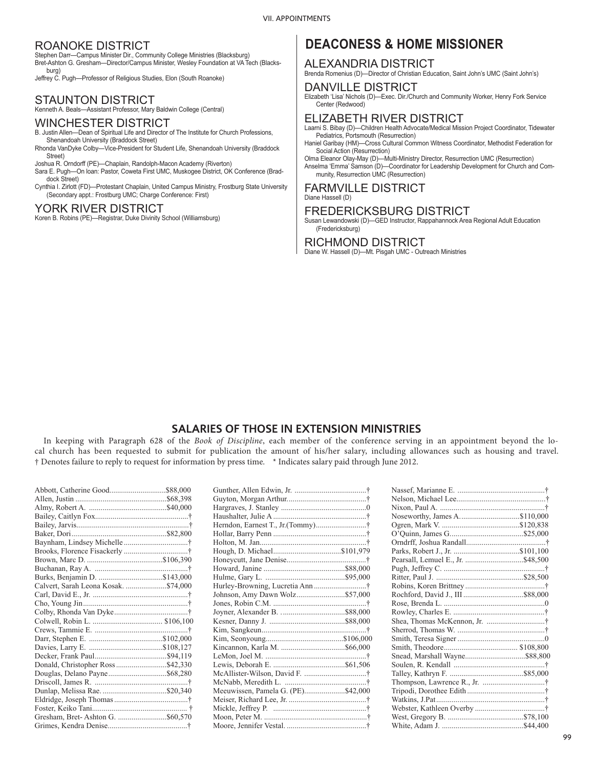## ROANOKE DISTRICT

Stephen Darr—Campus Minister Dir., Community College Ministries (Blacksburg)
Bret-Ashton G. Gresham—Director/Campus Minister, Wesley Foundation at VA Tech (Blacksburg)
Jeffrey C. Pugh—Professor of Religious Studies, Elon (South Roanoke)

## STAUNTON DISTRICT

Kenneth A. Beals—Assistant Professor, Mary Baldwin College (Central)

## WINCHESTER DISTRICT

B. Justin Allen—Dean of Spiritual Life and Director of The Institute for Church Professions, Shenandoah University (Braddock Street)
Rhonda VanDyke Colby—Vice-President for Student Life, Shenandoah University (Braddock Street)
Joshua R. Orndorff (PE)—Chaplain, Randolph-Macon Academy (Riverton)
Sara E. Pugh—On loan: Pastor, Coweta First UMC, Muskogee District, OK Conference (Braddock Street)
Cynthia I. Zirlott (FD)—Protestant Chaplain, United Campus Ministry, Frostburg State University (Secondary appt.: Frostburg UMC; Charge Conference: First)

## YORK RIVER DISTRICT

Koren B. Robins (PE)—Registrar, Duke Divinity School (Williamsburg)

# DEACONESS & HOME MISSIONER

## ALEXANDRIA DISTRICT

Brenda Romenius (D)—Director of Christian Education, Saint John's UMC (Saint John's)

## DANVILLE DISTRICT

Elizabeth 'Lisa' Nichols (D)—Exec. Dir./Church and Community Worker, Henry Fork Service Center (Redwood)

## ELIZABETH RIVER DISTRICT

Laarni S. Bibay (D)—Children Health Advocate/Medical Mission Project Coordinator, Tidewater Pediatrics, Portsmouth (Resurrection)
Haniel Garibay (HM)—Cross Cultural Common Witness Coordinator, Methodist Federation for Social Action (Resurrection)
Olma Eleanor Olay-May (D)—Multi-Ministry Director, Resurrection UMC (Resurrection)
Anselma 'Emma' Samson (D)—Coordinator for Leadership Development for Church and Community, Resurrection UMC (Resurrection)

## FARMVILLE DISTRICT

Diane Hassell (D)

## FREDERICKSBURG DISTRICT

Susan Lewandowski (D)—GED Instructor, Rappahannock Area Regional Adult Education (Fredericksburg)

## RICHMOND DISTRICT

Diane W. Hassell (D)—Mt. Pisgah UMC - Outreach Ministries

## SALARIES OF THOSE IN EXTENSION MINISTRIES

In keeping with Paragraph 628 of the *Book of Discipline*, each member of the conference serving in an appointment beyond the local church has been requested to submit for publication the amount of his/her salary, including allowances such as housing and travel. † Denotes failure to reply to request for information by press time. * Indicates salary paid through June 2012.

| | |
|---|---|
| Abbott, Catherine Good | $88,000 |
| Allen, Justin | $68,398 |
| Almy, Robert A. | $40,000 |
| Bailey, Caitlyn Fox | † |
| Bailey, Jarvis | † |
| Baker, Dori | $82,800 |
| Baynham, Lindsey Michelle | † |
| Brooks, Florence Fisackerly | † |
| Brown, Marc D. | $106,390 |
| Buchanan, Ray A. | † |
| Burks, Benjamin D. | $143,000 |
| Calvert, Sarah Leona Kosak. | $74,000 |
| Carl, David E., Jr. | † |
| Cho, Young Jin | † |
| Colby, Rhonda Van Dyke | † |
| Colwell, Robin L. | $106,100 |
| Crews, Tammie E. | † |
| Darr, Stephen E. | $102,000 |
| Davies, Larry E. | $108,127 |
| Decker, Frank Paul | $94,119 |
| Donald, Christopher Ross | $42,330 |
| Douglas, Delano Payne | $68,280 |
| Driscoll, James R. | † |
| Dunlap, Melissa Rae. | $20,340 |
| Eldridge, Joseph Thomas | † |
| Foster, Keiko Tani | † |
| Gresham, Bret- Ashton G. | $60,570 |
| Grimes, Kendra Denise | † |
| Gunther, Allen Edwin, Jr. | † |
| Guyton, Morgan Arthur | † |
| Hargraves, J. Stanley | 0 |
| Haushalter, Julie A | † |
| Herndon, Earnest T., Jr.(Tommy) | † |
| Hollar, Barry Penn | † |
| Holton, M. Jan | † |
| Hough, D. Michael | $101,979 |
| Honeycutt, Jane Denise | † |
| Howard, Janine | $88,000 |
| Hulme, Gary L. | $95,000 |
| Hurley-Browning, Lucretia Ann | † |
| Johnson, Amy Dawn Wolz | $57,000 |
| Jones, Robin C.M. | † |
| Joyner, Alexander B. | $88,000 |
| Kesner, Danny J. | $88,000 |
| Kim, Sangkeun | † |
| Kim, Seonyoung | $106,000 |
| Kincannon, Karla M. | $66,000 |
| LeMon, Joel M. | † |
| Lewis, Deborah E. | $61,506 |
| McAllister-Wilson, David F. | † |
| McNabb, Meredith L. | † |
| Meeuwissen, Pamela G. (PE) | $42,000 |
| Meiser, Richard Lee, Jr. | † |
| Mickle, Jeffrey P. | † |
| Moon, Peter M. | † |
| Moore, Jennifer Vestal. | † |
| Nassef, Marianne E. | † |
| Nelson, Michael Lee | † |
| Nixon, Paul A. | † |
| Noseworthy, James A. | $110,000 |
| Ogren, Mark V. | $120,838 |
| O'Quinn, James G. | $25,000 |
| Orndrff, Joshua Randall | † |
| Parks, Robert J., Jr. | $101,100 |
| Pearsall, Lemuel E., Jr. | $48,500 |
| Pugh, Jeffrey C. | † |
| Ritter, Paul J. | $28,500 |
| Robins, Koren Brittney | † |
| Rochford, David J., III | $88,000 |
| Rose, Brenda L. | 0 |
| Rowley, Charles E. | † |
| Shea, Thomas McKennon, Jr. | † |
| Sherrod, Thomas W. | † |
| Smith, Teresa Signer | 0 |
| Smith, Theodore | $108,800 |
| Snead, Marshall Wayne | $88,800 |
| Soulen, R. Kendall | † |
| Talley, Kathryn F. | $85,000 |
| Thompson, Lawrence R., Jr. | † |
| Tripodi, Dorothee Edith | † |
| Watkins, J.Pat | † |
| Webster, Kathleen Overby | † |
| West, Gregory B. | $78,100 |
| White, Adam J. | $44,400 |